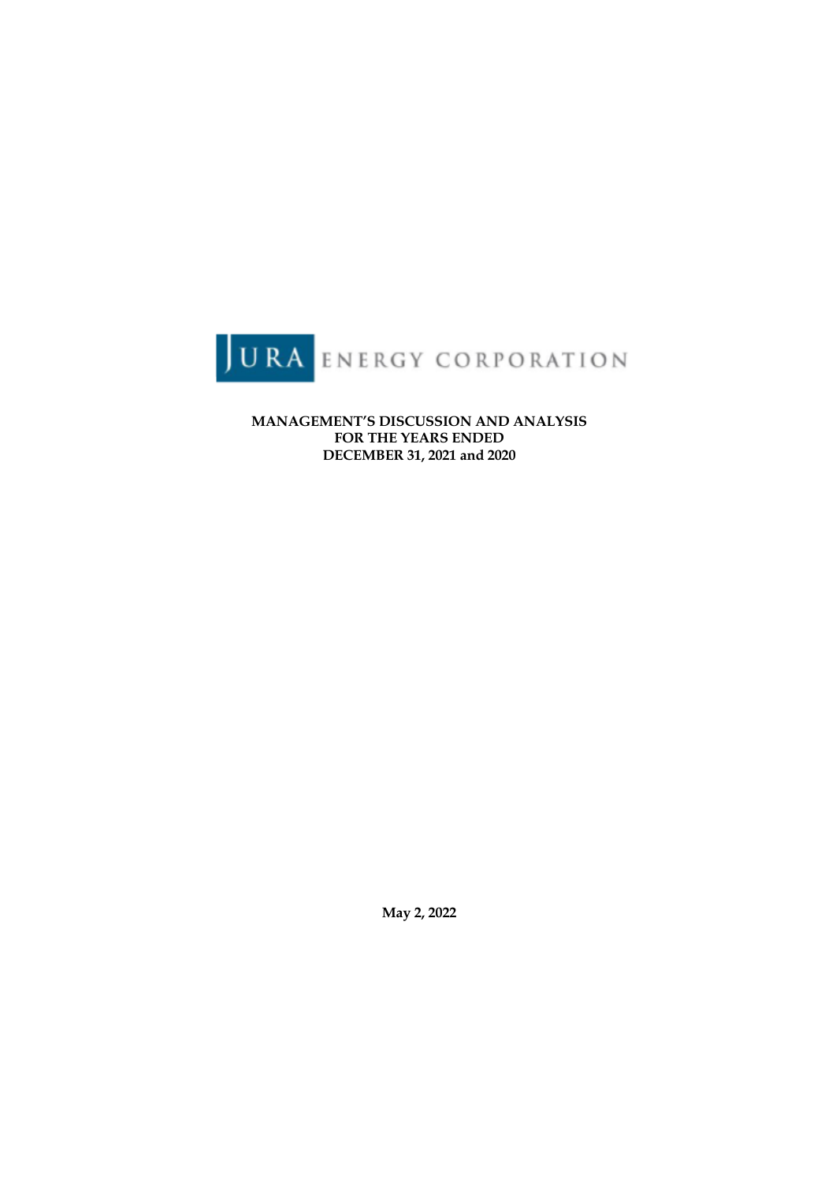JURA ENERGY CORPORATION

**MANAGEMENT'S DISCUSSION AND ANALYSIS**
**FOR THE YEARS ENDED**
**DECEMBER 31, 2021 and 2020**

**May 2, 2022**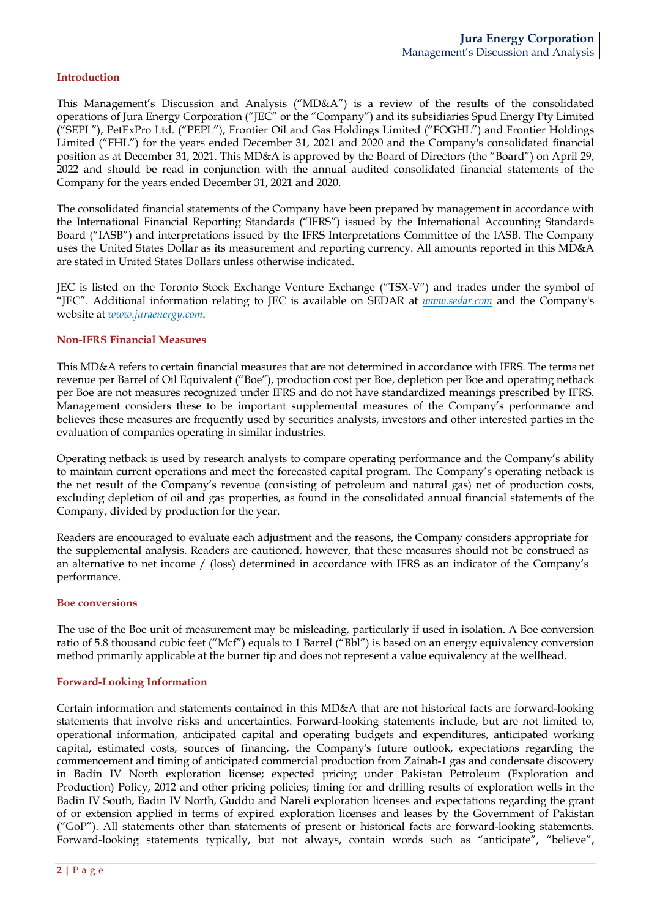## Introduction

This Management's Discussion and Analysis ("MD&A") is a review of the results of the consolidated operations of Jura Energy Corporation ("JEC" or the "Company") and its subsidiaries Spud Energy Pty Limited ("SEPL"), PetExPro Ltd. ("PEPL"), Frontier Oil and Gas Holdings Limited ("FOGHL") and Frontier Holdings Limited ("FHL") for the years ended December 31, 2021 and 2020 and the Company's consolidated financial position as at December 31, 2021. This MD&A is approved by the Board of Directors (the "Board") on April 29, 2022 and should be read in conjunction with the annual audited consolidated financial statements of the Company for the years ended December 31, 2021 and 2020.

The consolidated financial statements of the Company have been prepared by management in accordance with the International Financial Reporting Standards ("IFRS") issued by the International Accounting Standards Board ("IASB") and interpretations issued by the IFRS Interpretations Committee of the IASB. The Company uses the United States Dollar as its measurement and reporting currency. All amounts reported in this MD&A are stated in United States Dollars unless otherwise indicated.

JEC is listed on the Toronto Stock Exchange Venture Exchange ("TSX-V") and trades under the symbol of "JEC". Additional information relating to JEC is available on SEDAR at *www.sedar.com* and the Company's website at *www.juraenergy.com*.

## Non-IFRS Financial Measures

This MD&A refers to certain financial measures that are not determined in accordance with IFRS. The terms net revenue per Barrel of Oil Equivalent ("Boe"), production cost per Boe, depletion per Boe and operating netback per Boe are not measures recognized under IFRS and do not have standardized meanings prescribed by IFRS. Management considers these to be important supplemental measures of the Company's performance and believes these measures are frequently used by securities analysts, investors and other interested parties in the evaluation of companies operating in similar industries.

Operating netback is used by research analysts to compare operating performance and the Company's ability to maintain current operations and meet the forecasted capital program. The Company's operating netback is the net result of the Company's revenue (consisting of petroleum and natural gas) net of production costs, excluding depletion of oil and gas properties, as found in the consolidated annual financial statements of the Company, divided by production for the year.

Readers are encouraged to evaluate each adjustment and the reasons, the Company considers appropriate for the supplemental analysis. Readers are cautioned, however, that these measures should not be construed as an alternative to net income / (loss) determined in accordance with IFRS as an indicator of the Company's performance.

## Boe conversions

The use of the Boe unit of measurement may be misleading, particularly if used in isolation. A Boe conversion ratio of 5.8 thousand cubic feet ("Mcf") equals to 1 Barrel ("Bbl") is based on an energy equivalency conversion method primarily applicable at the burner tip and does not represent a value equivalency at the wellhead.

## Forward-Looking Information

Certain information and statements contained in this MD&A that are not historical facts are forward-looking statements that involve risks and uncertainties. Forward-looking statements include, but are not limited to, operational information, anticipated capital and operating budgets and expenditures, anticipated working capital, estimated costs, sources of financing, the Company's future outlook, expectations regarding the commencement and timing of anticipated commercial production from Zainab-1 gas and condensate discovery in Badin IV North exploration license; expected pricing under Pakistan Petroleum (Exploration and Production) Policy, 2012 and other pricing policies; timing for and drilling results of exploration wells in the Badin IV South, Badin IV North, Guddu and Nareli exploration licenses and expectations regarding the grant of or extension applied in terms of expired exploration licenses and leases by the Government of Pakistan ("GoP"). All statements other than statements of present or historical facts are forward-looking statements. Forward-looking statements typically, but not always, contain words such as "anticipate", "believe",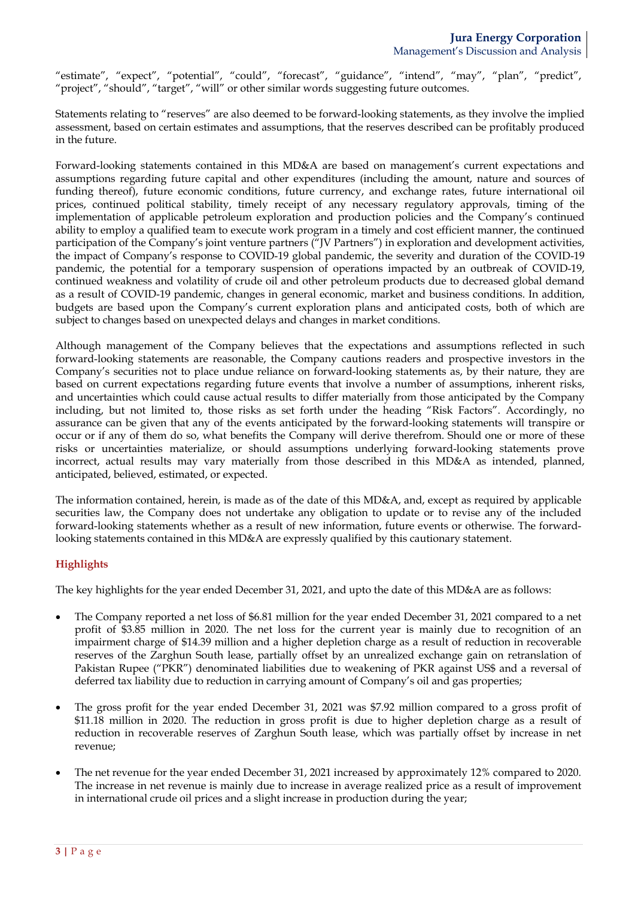"estimate", "expect", "potential", "could", "forecast", "guidance", "intend", "may", "plan", "predict", "project", "should", "target", "will" or other similar words suggesting future outcomes.

Statements relating to "reserves" are also deemed to be forward-looking statements, as they involve the implied assessment, based on certain estimates and assumptions, that the reserves described can be profitably produced in the future.

Forward-looking statements contained in this MD&A are based on management's current expectations and assumptions regarding future capital and other expenditures (including the amount, nature and sources of funding thereof), future economic conditions, future currency, and exchange rates, future international oil prices, continued political stability, timely receipt of any necessary regulatory approvals, timing of the implementation of applicable petroleum exploration and production policies and the Company's continued ability to employ a qualified team to execute work program in a timely and cost efficient manner, the continued participation of the Company's joint venture partners ("JV Partners") in exploration and development activities, the impact of Company's response to COVID-19 global pandemic, the severity and duration of the COVID-19 pandemic, the potential for a temporary suspension of operations impacted by an outbreak of COVID-19, continued weakness and volatility of crude oil and other petroleum products due to decreased global demand as a result of COVID-19 pandemic, changes in general economic, market and business conditions. In addition, budgets are based upon the Company's current exploration plans and anticipated costs, both of which are subject to changes based on unexpected delays and changes in market conditions.

Although management of the Company believes that the expectations and assumptions reflected in such forward-looking statements are reasonable, the Company cautions readers and prospective investors in the Company's securities not to place undue reliance on forward-looking statements as, by their nature, they are based on current expectations regarding future events that involve a number of assumptions, inherent risks, and uncertainties which could cause actual results to differ materially from those anticipated by the Company including, but not limited to, those risks as set forth under the heading "Risk Factors". Accordingly, no assurance can be given that any of the events anticipated by the forward-looking statements will transpire or occur or if any of them do so, what benefits the Company will derive therefrom. Should one or more of these risks or uncertainties materialize, or should assumptions underlying forward-looking statements prove incorrect, actual results may vary materially from those described in this MD&A as intended, planned, anticipated, believed, estimated, or expected.

The information contained, herein, is made as of the date of this MD&A, and, except as required by applicable securities law, the Company does not undertake any obligation to update or to revise any of the included forward-looking statements whether as a result of new information, future events or otherwise. The forward-looking statements contained in this MD&A are expressly qualified by this cautionary statement.

## Highlights

The key highlights for the year ended December 31, 2021, and upto the date of this MD&A are as follows:

- The Company reported a net loss of $6.81 million for the year ended December 31, 2021 compared to a net profit of $3.85 million in 2020. The net loss for the current year is mainly due to recognition of an impairment charge of $14.39 million and a higher depletion charge as a result of reduction in recoverable reserves of the Zarghun South lease, partially offset by an unrealized exchange gain on retranslation of Pakistan Rupee ("PKR") denominated liabilities due to weakening of PKR against US$ and a reversal of deferred tax liability due to reduction in carrying amount of Company's oil and gas properties;

- The gross profit for the year ended December 31, 2021 was $7.92 million compared to a gross profit of $11.18 million in 2020. The reduction in gross profit is due to higher depletion charge as a result of reduction in recoverable reserves of Zarghun South lease, which was partially offset by increase in net revenue;

- The net revenue for the year ended December 31, 2021 increased by approximately 12% compared to 2020. The increase in net revenue is mainly due to increase in average realized price as a result of improvement in international crude oil prices and a slight increase in production during the year;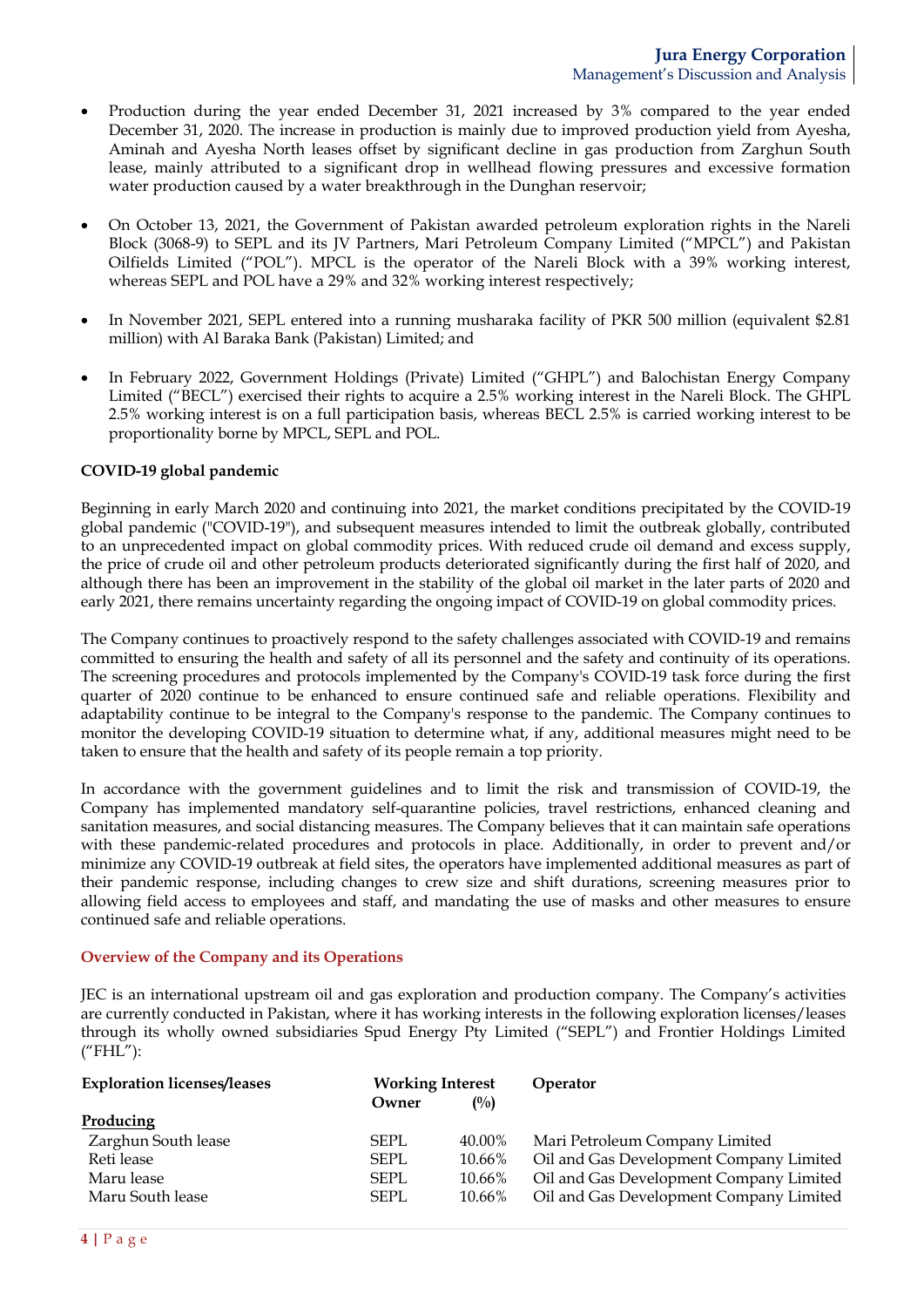- Production during the year ended December 31, 2021 increased by 3% compared to the year ended December 31, 2020. The increase in production is mainly due to improved production yield from Ayesha, Aminah and Ayesha North leases offset by significant decline in gas production from Zarghun South lease, mainly attributed to a significant drop in wellhead flowing pressures and excessive formation water production caused by a water breakthrough in the Dunghan reservoir;

- On October 13, 2021, the Government of Pakistan awarded petroleum exploration rights in the Nareli Block (3068-9) to SEPL and its JV Partners, Mari Petroleum Company Limited ("MPCL") and Pakistan Oilfields Limited ("POL"). MPCL is the operator of the Nareli Block with a 39% working interest, whereas SEPL and POL have a 29% and 32% working interest respectively;

- In November 2021, SEPL entered into a running musharaka facility of PKR 500 million (equivalent $2.81 million) with Al Baraka Bank (Pakistan) Limited; and

- In February 2022, Government Holdings (Private) Limited ("GHPL") and Balochistan Energy Company Limited ("BECL") exercised their rights to acquire a 2.5% working interest in the Nareli Block. The GHPL 2.5% working interest is on a full participation basis, whereas BECL 2.5% is carried working interest to be proportionality borne by MPCL, SEPL and POL.

**COVID-19 global pandemic**

Beginning in early March 2020 and continuing into 2021, the market conditions precipitated by the COVID-19 global pandemic ("COVID-19"), and subsequent measures intended to limit the outbreak globally, contributed to an unprecedented impact on global commodity prices. With reduced crude oil demand and excess supply, the price of crude oil and other petroleum products deteriorated significantly during the first half of 2020, and although there has been an improvement in the stability of the global oil market in the later parts of 2020 and early 2021, there remains uncertainty regarding the ongoing impact of COVID-19 on global commodity prices.

The Company continues to proactively respond to the safety challenges associated with COVID-19 and remains committed to ensuring the health and safety of all its personnel and the safety and continuity of its operations. The screening procedures and protocols implemented by the Company's COVID-19 task force during the first quarter of 2020 continue to be enhanced to ensure continued safe and reliable operations. Flexibility and adaptability continue to be integral to the Company's response to the pandemic. The Company continues to monitor the developing COVID-19 situation to determine what, if any, additional measures might need to be taken to ensure that the health and safety of its people remain a top priority.

In accordance with the government guidelines and to limit the risk and transmission of COVID-19, the Company has implemented mandatory self-quarantine policies, travel restrictions, enhanced cleaning and sanitation measures, and social distancing measures. The Company believes that it can maintain safe operations with these pandemic-related procedures and protocols in place. Additionally, in order to prevent and/or minimize any COVID-19 outbreak at field sites, the operators have implemented additional measures as part of their pandemic response, including changes to crew size and shift durations, screening measures prior to allowing field access to employees and staff, and mandating the use of masks and other measures to ensure continued safe and reliable operations.

## Overview of the Company and its Operations

JEC is an international upstream oil and gas exploration and production company. The Company's activities are currently conducted in Pakistan, where it has working interests in the following exploration licenses/leases through its wholly owned subsidiaries Spud Energy Pty Limited ("SEPL") and Frontier Holdings Limited ("FHL"):

| Exploration licenses/leases | Working Interest | | Operator |
|---|---|---|---|
| | Owner | (%) | |
| **Producing** | | | |
| Zarghun South lease | SEPL | 40.00% | Mari Petroleum Company Limited |
| Reti lease | SEPL | 10.66% | Oil and Gas Development Company Limited |
| Maru lease | SEPL | 10.66% | Oil and Gas Development Company Limited |
| Maru South lease | SEPL | 10.66% | Oil and Gas Development Company Limited |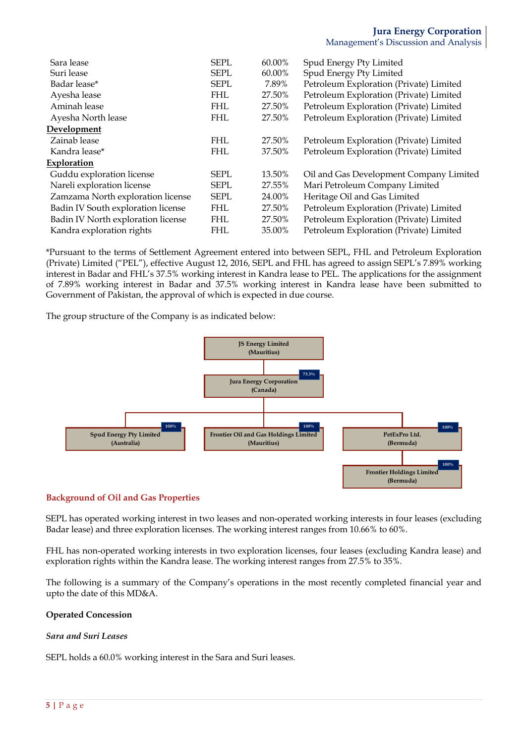| | | | |
|---|---|---|---|
| Sara lease | SEPL | 60.00% | Spud Energy Pty Limited |
| Suri lease | SEPL | 60.00% | Spud Energy Pty Limited |
| Badar lease* | SEPL | 7.89% | Petroleum Exploration (Private) Limited |
| Ayesha lease | FHL | 27.50% | Petroleum Exploration (Private) Limited |
| Aminah lease | FHL | 27.50% | Petroleum Exploration (Private) Limited |
| Ayesha North lease | FHL | 27.50% | Petroleum Exploration (Private) Limited |
| **Development** | | | |
| Zainab lease | FHL | 27.50% | Petroleum Exploration (Private) Limited |
| Kandra lease* | FHL | 37.50% | Petroleum Exploration (Private) Limited |
| **Exploration** | | | |
| Guddu exploration license | SEPL | 13.50% | Oil and Gas Development Company Limited |
| Nareli exploration license | SEPL | 27.55% | Mari Petroleum Company Limited |
| Zamzama North exploration license | SEPL | 24.00% | Heritage Oil and Gas Limited |
| Badin IV South exploration license | FHL | 27.50% | Petroleum Exploration (Private) Limited |
| Badin IV North exploration license | FHL | 27.50% | Petroleum Exploration (Private) Limited |
| Kandra exploration rights | FHL | 35.00% | Petroleum Exploration (Private) Limited |

*Pursuant to the terms of Settlement Agreement entered into between SEPL, FHL and Petroleum Exploration (Private) Limited ("PEL"), effective August 12, 2016, SEPL and FHL has agreed to assign SEPL's 7.89% working interest in Badar and FHL's 37.5% working interest in Kandra lease to PEL. The applications for the assignment of 7.89% working interest in Badar and 37.5% working interest in Kandra lease have been submitted to Government of Pakistan, the approval of which is expected in due course.

The group structure of the Company is as indicated below:

- JS Energy Limited (Mauritius)
  - 73.3% — Jura Energy Corporation (Canada)
    - 100% — Spud Energy Pty Limited (Australia)
    - 100% — Frontier Oil and Gas Holdings Limited (Mauritius)
    - 100% — PetExPro Ltd. (Bermuda)
      - 100% — Frontier Holdings Limited (Bermuda)

## Background of Oil and Gas Properties

SEPL has operated working interest in two leases and non-operated working interests in four leases (excluding Badar lease) and three exploration licenses. The working interest ranges from 10.66% to 60%.

FHL has non-operated working interests in two exploration licenses, four leases (excluding Kandra lease) and exploration rights within the Kandra lease. The working interest ranges from 27.5% to 35%.

The following is a summary of the Company's operations in the most recently completed financial year and upto the date of this MD&A.

**Operated Concession**

***Sara and Suri Leases***

SEPL holds a 60.0% working interest in the Sara and Suri leases.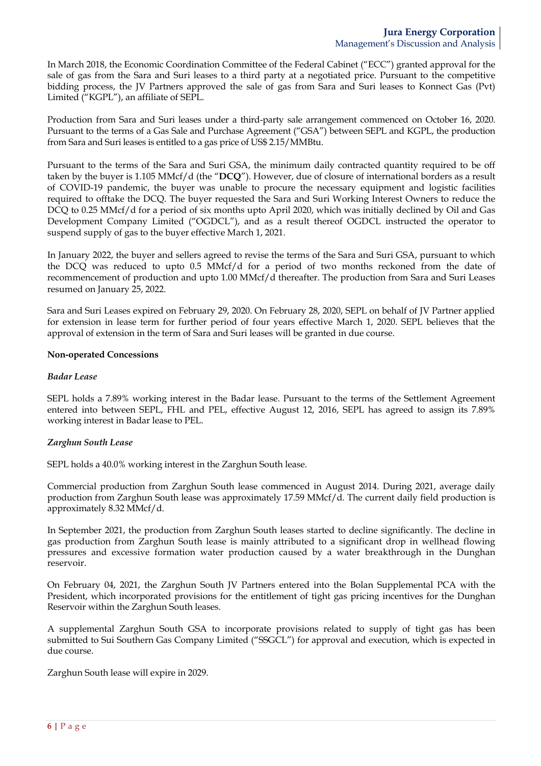In March 2018, the Economic Coordination Committee of the Federal Cabinet ("ECC") granted approval for the sale of gas from the Sara and Suri leases to a third party at a negotiated price. Pursuant to the competitive bidding process, the JV Partners approved the sale of gas from Sara and Suri leases to Konnect Gas (Pvt) Limited ("KGPL"), an affiliate of SEPL.

Production from Sara and Suri leases under a third-party sale arrangement commenced on October 16, 2020. Pursuant to the terms of a Gas Sale and Purchase Agreement ("GSA") between SEPL and KGPL, the production from Sara and Suri leases is entitled to a gas price of US$ 2.15/MMBtu.

Pursuant to the terms of the Sara and Suri GSA, the minimum daily contracted quantity required to be off taken by the buyer is 1.105 MMcf/d (the "**DCQ**"). However, due of closure of international borders as a result of COVID-19 pandemic, the buyer was unable to procure the necessary equipment and logistic facilities required to offtake the DCQ. The buyer requested the Sara and Suri Working Interest Owners to reduce the DCQ to 0.25 MMcf/d for a period of six months upto April 2020, which was initially declined by Oil and Gas Development Company Limited ("OGDCL"), and as a result thereof OGDCL instructed the operator to suspend supply of gas to the buyer effective March 1, 2021.

In January 2022, the buyer and sellers agreed to revise the terms of the Sara and Suri GSA, pursuant to which the DCQ was reduced to upto 0.5 MMcf/d for a period of two months reckoned from the date of recommencement of production and upto 1.00 MMcf/d thereafter. The production from Sara and Suri Leases resumed on January 25, 2022.

Sara and Suri Leases expired on February 29, 2020. On February 28, 2020, SEPL on behalf of JV Partner applied for extension in lease term for further period of four years effective March 1, 2020. SEPL believes that the approval of extension in the term of Sara and Suri leases will be granted in due course.

**Non-operated Concessions**

***Badar Lease***

SEPL holds a 7.89% working interest in the Badar lease. Pursuant to the terms of the Settlement Agreement entered into between SEPL, FHL and PEL, effective August 12, 2016, SEPL has agreed to assign its 7.89% working interest in Badar lease to PEL.

***Zarghun South Lease***

SEPL holds a 40.0% working interest in the Zarghun South lease.

Commercial production from Zarghun South lease commenced in August 2014. During 2021, average daily production from Zarghun South lease was approximately 17.59 MMcf/d. The current daily field production is approximately 8.32 MMcf/d.

In September 2021, the production from Zarghun South leases started to decline significantly. The decline in gas production from Zarghun South lease is mainly attributed to a significant drop in wellhead flowing pressures and excessive formation water production caused by a water breakthrough in the Dunghan reservoir.

On February 04, 2021, the Zarghun South JV Partners entered into the Bolan Supplemental PCA with the President, which incorporated provisions for the entitlement of tight gas pricing incentives for the Dunghan Reservoir within the Zarghun South leases.

A supplemental Zarghun South GSA to incorporate provisions related to supply of tight gas has been submitted to Sui Southern Gas Company Limited ("SSGCL") for approval and execution, which is expected in due course.

Zarghun South lease will expire in 2029.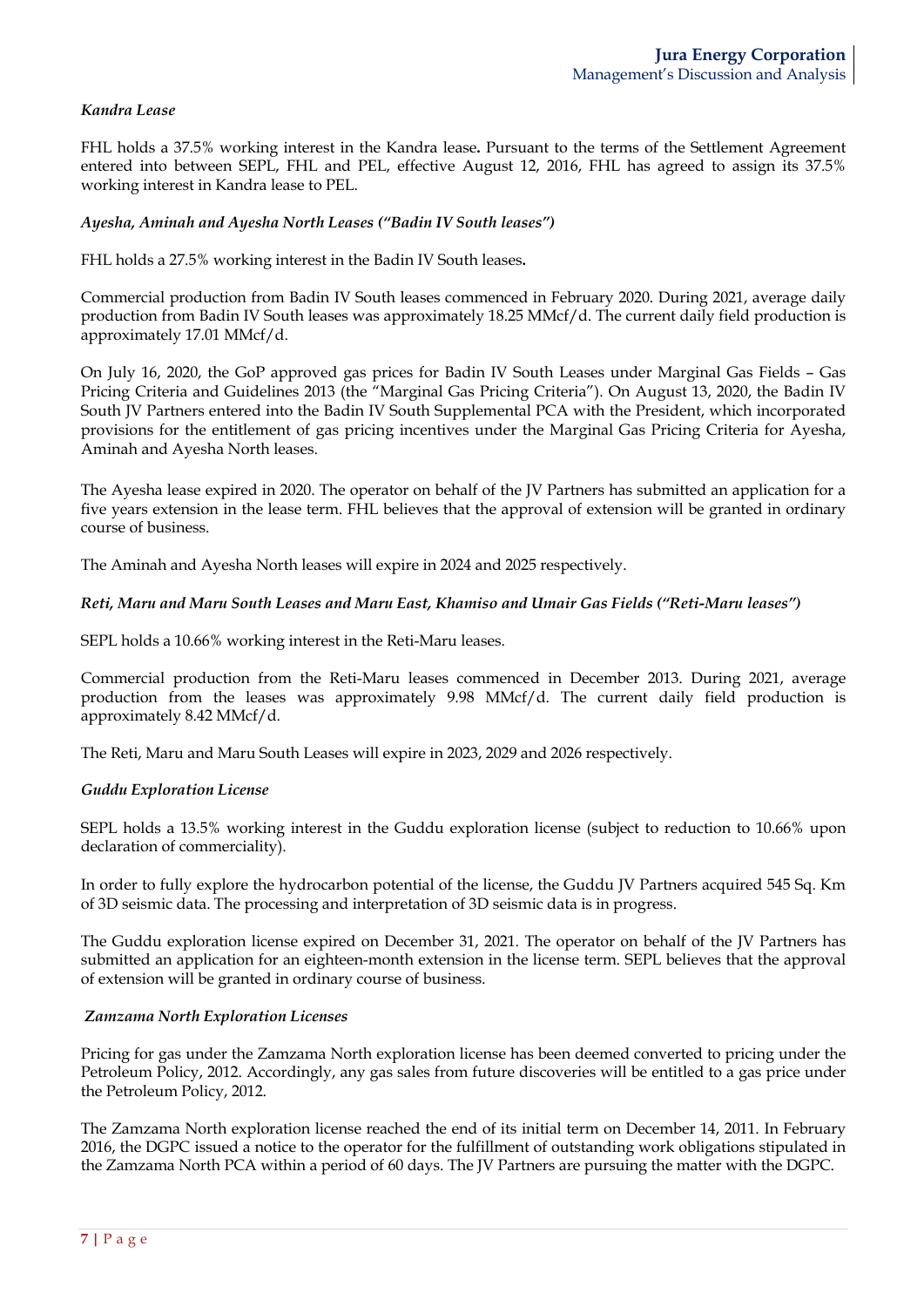*Kandra Lease*

FHL holds a 37.5% working interest in the Kandra lease**.** Pursuant to the terms of the Settlement Agreement entered into between SEPL, FHL and PEL, effective August 12, 2016, FHL has agreed to assign its 37.5% working interest in Kandra lease to PEL.

*Ayesha, Aminah and Ayesha North Leases ("Badin IV South leases")*

FHL holds a 27.5% working interest in the Badin IV South leases**.**

Commercial production from Badin IV South leases commenced in February 2020. During 2021, average daily production from Badin IV South leases was approximately 18.25 MMcf/d. The current daily field production is approximately 17.01 MMcf/d.

On July 16, 2020, the GoP approved gas prices for Badin IV South Leases under Marginal Gas Fields – Gas Pricing Criteria and Guidelines 2013 (the "Marginal Gas Pricing Criteria"). On August 13, 2020, the Badin IV South JV Partners entered into the Badin IV South Supplemental PCA with the President, which incorporated provisions for the entitlement of gas pricing incentives under the Marginal Gas Pricing Criteria for Ayesha, Aminah and Ayesha North leases.

The Ayesha lease expired in 2020. The operator on behalf of the JV Partners has submitted an application for a five years extension in the lease term. FHL believes that the approval of extension will be granted in ordinary course of business.

The Aminah and Ayesha North leases will expire in 2024 and 2025 respectively.

***Reti, Maru and Maru South Leases and Maru East, Khamiso and Umair Gas Fields ("Reti-Maru leases")***

SEPL holds a 10.66% working interest in the Reti-Maru leases.

Commercial production from the Reti-Maru leases commenced in December 2013. During 2021, average production from the leases was approximately 9.98 MMcf/d. The current daily field production is approximately 8.42 MMcf/d.

The Reti, Maru and Maru South Leases will expire in 2023, 2029 and 2026 respectively.

***Guddu Exploration License***

SEPL holds a 13.5% working interest in the Guddu exploration license (subject to reduction to 10.66% upon declaration of commerciality).

In order to fully explore the hydrocarbon potential of the license, the Guddu JV Partners acquired 545 Sq. Km of 3D seismic data. The processing and interpretation of 3D seismic data is in progress.

The Guddu exploration license expired on December 31, 2021. The operator on behalf of the JV Partners has submitted an application for an eighteen-month extension in the license term. SEPL believes that the approval of extension will be granted in ordinary course of business.

***Zamzama North Exploration Licenses***

Pricing for gas under the Zamzama North exploration license has been deemed converted to pricing under the Petroleum Policy, 2012. Accordingly, any gas sales from future discoveries will be entitled to a gas price under the Petroleum Policy, 2012.

The Zamzama North exploration license reached the end of its initial term on December 14, 2011. In February 2016, the DGPC issued a notice to the operator for the fulfillment of outstanding work obligations stipulated in the Zamzama North PCA within a period of 60 days. The JV Partners are pursuing the matter with the DGPC.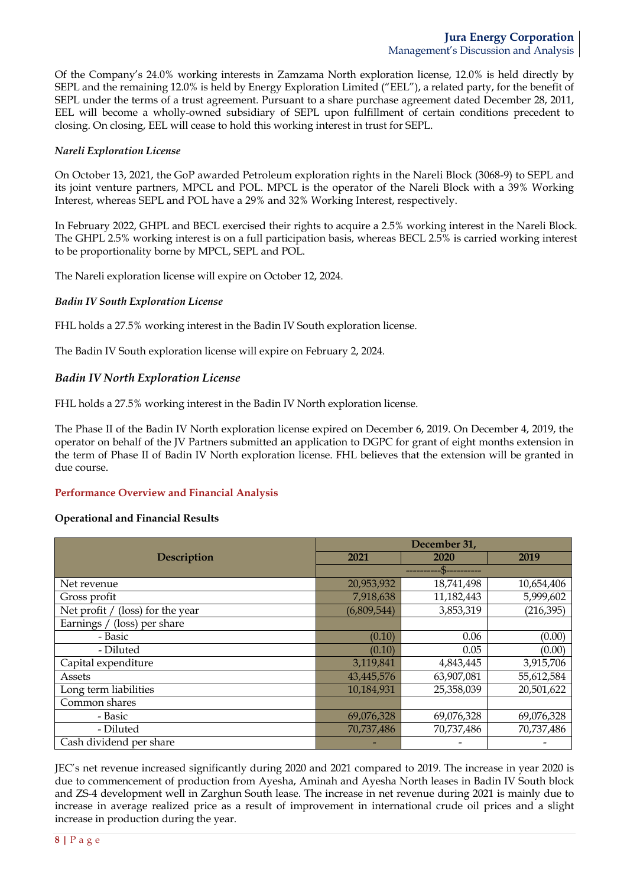Of the Company's 24.0% working interests in Zamzama North exploration license, 12.0% is held directly by SEPL and the remaining 12.0% is held by Energy Exploration Limited ("EEL"), a related party, for the benefit of SEPL under the terms of a trust agreement. Pursuant to a share purchase agreement dated December 28, 2011, EEL will become a wholly-owned subsidiary of SEPL upon fulfillment of certain conditions precedent to closing. On closing, EEL will cease to hold this working interest in trust for SEPL.

***Nareli Exploration License***

On October 13, 2021, the GoP awarded Petroleum exploration rights in the Nareli Block (3068-9) to SEPL and its joint venture partners, MPCL and POL. MPCL is the operator of the Nareli Block with a 39% Working Interest, whereas SEPL and POL have a 29% and 32% Working Interest, respectively.

In February 2022, GHPL and BECL exercised their rights to acquire a 2.5% working interest in the Nareli Block. The GHPL 2.5% working interest is on a full participation basis, whereas BECL 2.5% is carried working interest to be proportionality borne by MPCL, SEPL and POL.

The Nareli exploration license will expire on October 12, 2024.

***Badin IV South Exploration License***

FHL holds a 27.5% working interest in the Badin IV South exploration license.

The Badin IV South exploration license will expire on February 2, 2024.

### *Badin IV North Exploration License*

FHL holds a 27.5% working interest in the Badin IV North exploration license.

The Phase II of the Badin IV North exploration license expired on December 6, 2019. On December 4, 2019, the operator on behalf of the JV Partners submitted an application to DGPC for grant of eight months extension in the term of Phase II of Badin IV North exploration license. FHL believes that the extension will be granted in due course.

## Performance Overview and Financial Analysis

**Operational and Financial Results**

| Description | December 31, | | |
|---|---|---|---|
| | 2021 | 2020 | 2019 |
| | ----------$---------- | | |
| Net revenue | 20,953,932 | 18,741,498 | 10,654,406 |
| Gross profit | 7,918,638 | 11,182,443 | 5,999,602 |
| Net profit / (loss) for the year | (6,809,544) | 3,853,319 | (216,395) |
| Earnings / (loss) per share | | | |
| - Basic | (0.10) | 0.06 | (0.00) |
| - Diluted | (0.10) | 0.05 | (0.00) |
| Capital expenditure | 3,119,841 | 4,843,445 | 3,915,706 |
| Assets | 43,445,576 | 63,907,081 | 55,612,584 |
| Long term liabilities | 10,184,931 | 25,358,039 | 20,501,622 |
| Common shares | | | |
| - Basic | 69,076,328 | 69,076,328 | 69,076,328 |
| - Diluted | 70,737,486 | 70,737,486 | 70,737,486 |
| Cash dividend per share | - | - | - |

JEC's net revenue increased significantly during 2020 and 2021 compared to 2019. The increase in year 2020 is due to commencement of production from Ayesha, Aminah and Ayesha North leases in Badin IV South block and ZS-4 development well in Zarghun South lease. The increase in net revenue during 2021 is mainly due to increase in average realized price as a result of improvement in international crude oil prices and a slight increase in production during the year.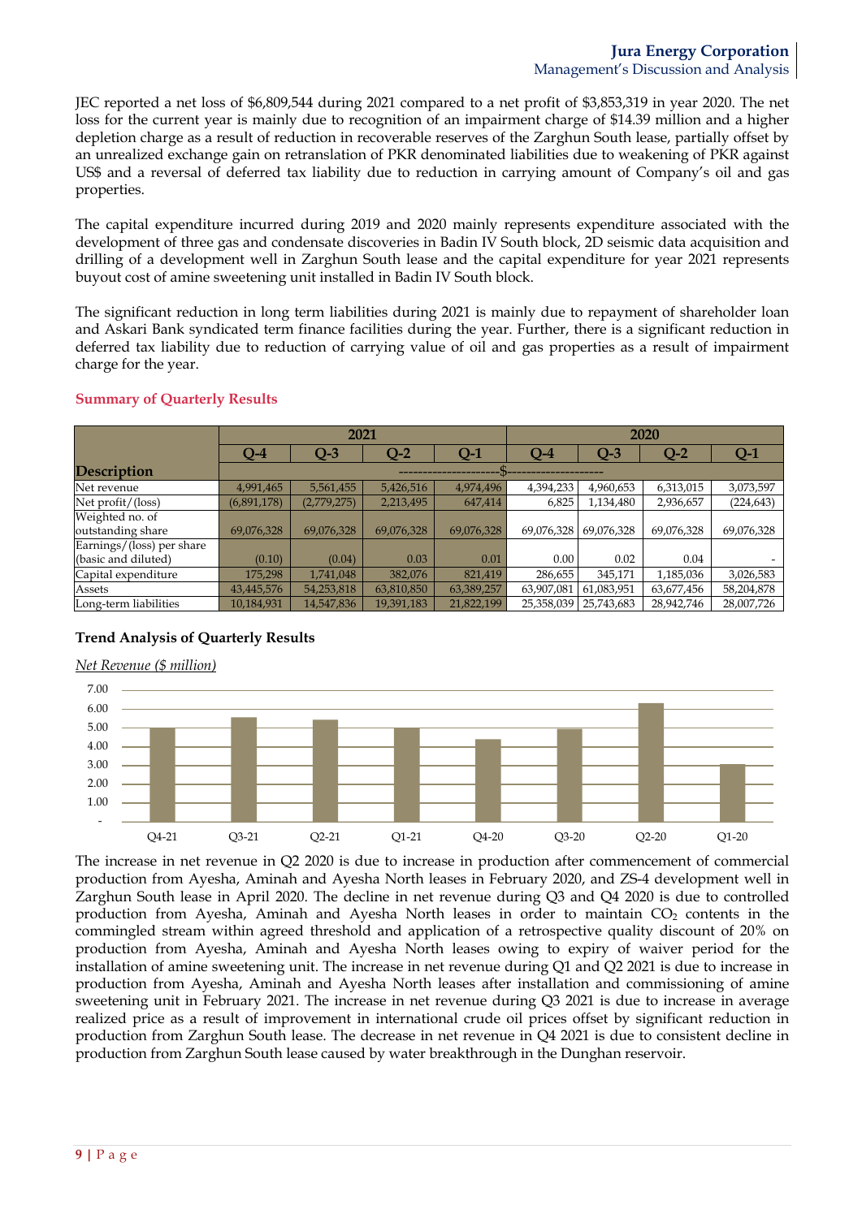JEC reported a net loss of $6,809,544 during 2021 compared to a net profit of $3,853,319 in year 2020. The net loss for the current year is mainly due to recognition of an impairment charge of $14.39 million and a higher depletion charge as a result of reduction in recoverable reserves of the Zarghun South lease, partially offset by an unrealized exchange gain on retranslation of PKR denominated liabilities due to weakening of PKR against US$ and a reversal of deferred tax liability due to reduction in carrying amount of Company's oil and gas properties.

The capital expenditure incurred during 2019 and 2020 mainly represents expenditure associated with the development of three gas and condensate discoveries in Badin IV South block, 2D seismic data acquisition and drilling of a development well in Zarghun South lease and the capital expenditure for year 2021 represents buyout cost of amine sweetening unit installed in Badin IV South block.

The significant reduction in long term liabilities during 2021 is mainly due to repayment of shareholder loan and Askari Bank syndicated term finance facilities during the year. Further, there is a significant reduction in deferred tax liability due to reduction of carrying value of oil and gas properties as a result of impairment charge for the year.

## Summary of Quarterly Results

| Description | 2021 | | | | 2020 | | | |
|---|---|---|---|---|---|---|---|---|
| | Q-4 | Q-3 | Q-2 | Q-1 | Q-4 | Q-3 | Q-2 | Q-1 |
| | $ | | | | | | | |
| Net revenue | 4,991,465 | 5,561,455 | 5,426,516 | 4,974,496 | 4,394,233 | 4,960,653 | 6,313,015 | 3,073,597 |
| Net profit/(loss) | (6,891,178) | (2,779,275) | 2,213,495 | 647,414 | 6,825 | 1,134,480 | 2,936,657 | (224,643) |
| Weighted no. of outstanding share | 69,076,328 | 69,076,328 | 69,076,328 | 69,076,328 | 69,076,328 | 69,076,328 | 69,076,328 | 69,076,328 |
| Earnings/(loss) per share (basic and diluted) | (0.10) | (0.04) | 0.03 | 0.01 | 0.00 | 0.02 | 0.04 | - |
| Capital expenditure | 175,298 | 1,741,048 | 382,076 | 821,419 | 286,655 | 345,171 | 1,185,036 | 3,026,583 |
| Assets | 43,445,576 | 54,253,818 | 63,810,850 | 63,389,257 | 63,907,081 | 61,083,951 | 63,677,456 | 58,204,878 |
| Long-term liabilities | 10,184,931 | 14,547,836 | 19,391,183 | 21,822,199 | 25,358,039 | 25,743,683 | 28,942,746 | 28,007,726 |

### Trend Analysis of Quarterly Results

*Net Revenue ($ million)*

The increase in net revenue in Q2 2020 is due to increase in production after commencement of commercial production from Ayesha, Aminah and Ayesha North leases in February 2020, and ZS-4 development well in Zarghun South lease in April 2020. The decline in net revenue during Q3 and Q4 2020 is due to controlled production from Ayesha, Aminah and Ayesha North leases in order to maintain $CO_2$ contents in the commingled stream within agreed threshold and application of a retrospective quality discount of 20% on production from Ayesha, Aminah and Ayesha North leases owing to expiry of waiver period for the installation of amine sweetening unit. The increase in net revenue during Q1 and Q2 2021 is due to increase in production from Ayesha, Aminah and Ayesha North leases after installation and commissioning of amine sweetening unit in February 2021. The increase in net revenue during Q3 2021 is due to increase in average realized price as a result of improvement in international crude oil prices offset by significant reduction in production from Zarghun South lease. The decrease in net revenue in Q4 2021 is due to consistent decline in production from Zarghun South lease caused by water breakthrough in the Dunghan reservoir.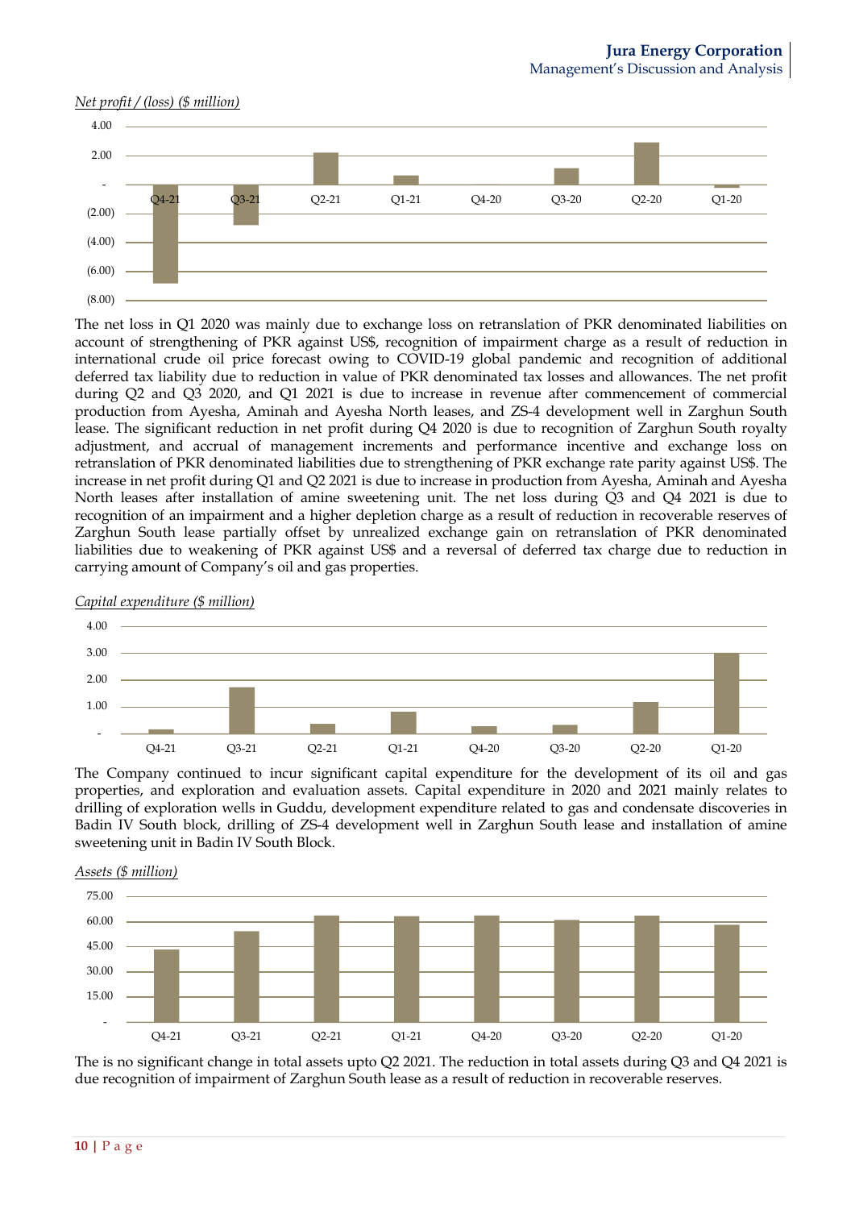*Net profit / (loss) ($ million)*

The net loss in Q1 2020 was mainly due to exchange loss on retranslation of PKR denominated liabilities on account of strengthening of PKR against US$, recognition of impairment charge as a result of reduction in international crude oil price forecast owing to COVID-19 global pandemic and recognition of additional deferred tax liability due to reduction in value of PKR denominated tax losses and allowances. The net profit during Q2 and Q3 2020, and Q1 2021 is due to increase in revenue after commencement of commercial production from Ayesha, Aminah and Ayesha North leases, and ZS-4 development well in Zarghun South lease. The significant reduction in net profit during Q4 2020 is due to recognition of Zarghun South royalty adjustment, and accrual of management increments and performance incentive and exchange loss on retranslation of PKR denominated liabilities due to strengthening of PKR exchange rate parity against US$. The increase in net profit during Q1 and Q2 2021 is due to increase in production from Ayesha, Aminah and Ayesha North leases after installation of amine sweetening unit. The net loss during Q3 and Q4 2021 is due to recognition of an impairment and a higher depletion charge as a result of reduction in recoverable reserves of Zarghun South lease partially offset by unrealized exchange gain on retranslation of PKR denominated liabilities due to weakening of PKR against US$ and a reversal of deferred tax charge due to reduction in carrying amount of Company's oil and gas properties.

*Capital expenditure ($ million)*

The Company continued to incur significant capital expenditure for the development of its oil and gas properties, and exploration and evaluation assets. Capital expenditure in 2020 and 2021 mainly relates to drilling of exploration wells in Guddu, development expenditure related to gas and condensate discoveries in Badin IV South block, drilling of ZS-4 development well in Zarghun South lease and installation of amine sweetening unit in Badin IV South Block.

*Assets ($ million)*

The is no significant change in total assets upto Q2 2021. The reduction in total assets during Q3 and Q4 2021 is due recognition of impairment of Zarghun South lease as a result of reduction in recoverable reserves.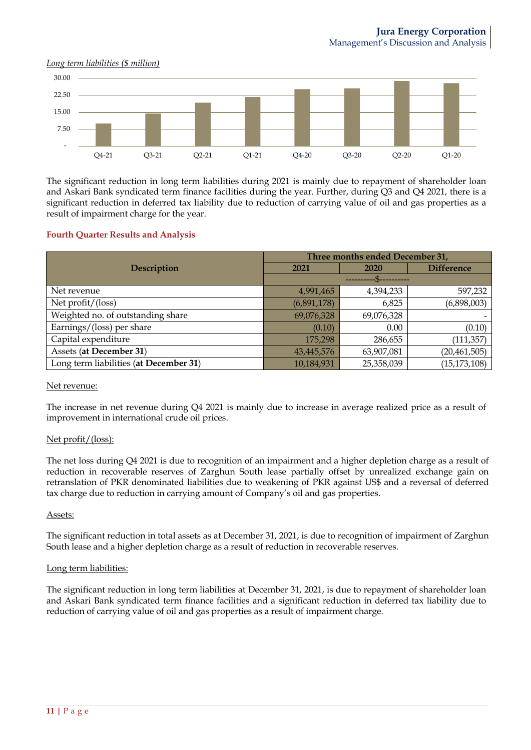*Long term liabilities ($ million)*

The significant reduction in long term liabilities during 2021 is mainly due to repayment of shareholder loan and Askari Bank syndicated term finance facilities during the year. Further, during Q3 and Q4 2021, there is a significant reduction in deferred tax liability due to reduction of carrying value of oil and gas properties as a result of impairment charge for the year.

## Fourth Quarter Results and Analysis

| Description | Three months ended December 31, | | |
|---|---|---|---|
| | 2021 | 2020 | Difference |
| | ----------$---------- | | |
| Net revenue | 4,991,465 | 4,394,233 | 597,232 |
| Net profit/(loss) | (6,891,178) | 6,825 | (6,898,003) |
| Weighted no. of outstanding share | 69,076,328 | 69,076,328 | - |
| Earnings/(loss) per share | (0.10) | 0.00 | (0.10) |
| Capital expenditure | 175,298 | 286,655 | (111,357) |
| Assets (**at December 31**) | 43,445,576 | 63,907,081 | (20,461,505) |
| Long term liabilities (**at December 31**) | 10,184,931 | 25,358,039 | (15,173,108) |

Net revenue:

The increase in net revenue during Q4 2021 is mainly due to increase in average realized price as a result of improvement in international crude oil prices.

Net profit/(loss):

The net loss during Q4 2021 is due to recognition of an impairment and a higher depletion charge as a result of reduction in recoverable reserves of Zarghun South lease partially offset by unrealized exchange gain on retranslation of PKR denominated liabilities due to weakening of PKR against US$ and a reversal of deferred tax charge due to reduction in carrying amount of Company's oil and gas properties.

Assets:

The significant reduction in total assets as at December 31, 2021, is due to recognition of impairment of Zarghun South lease and a higher depletion charge as a result of reduction in recoverable reserves.

Long term liabilities:

The significant reduction in long term liabilities at December 31, 2021, is due to repayment of shareholder loan and Askari Bank syndicated term finance facilities and a significant reduction in deferred tax liability due to reduction of carrying value of oil and gas properties as a result of impairment charge.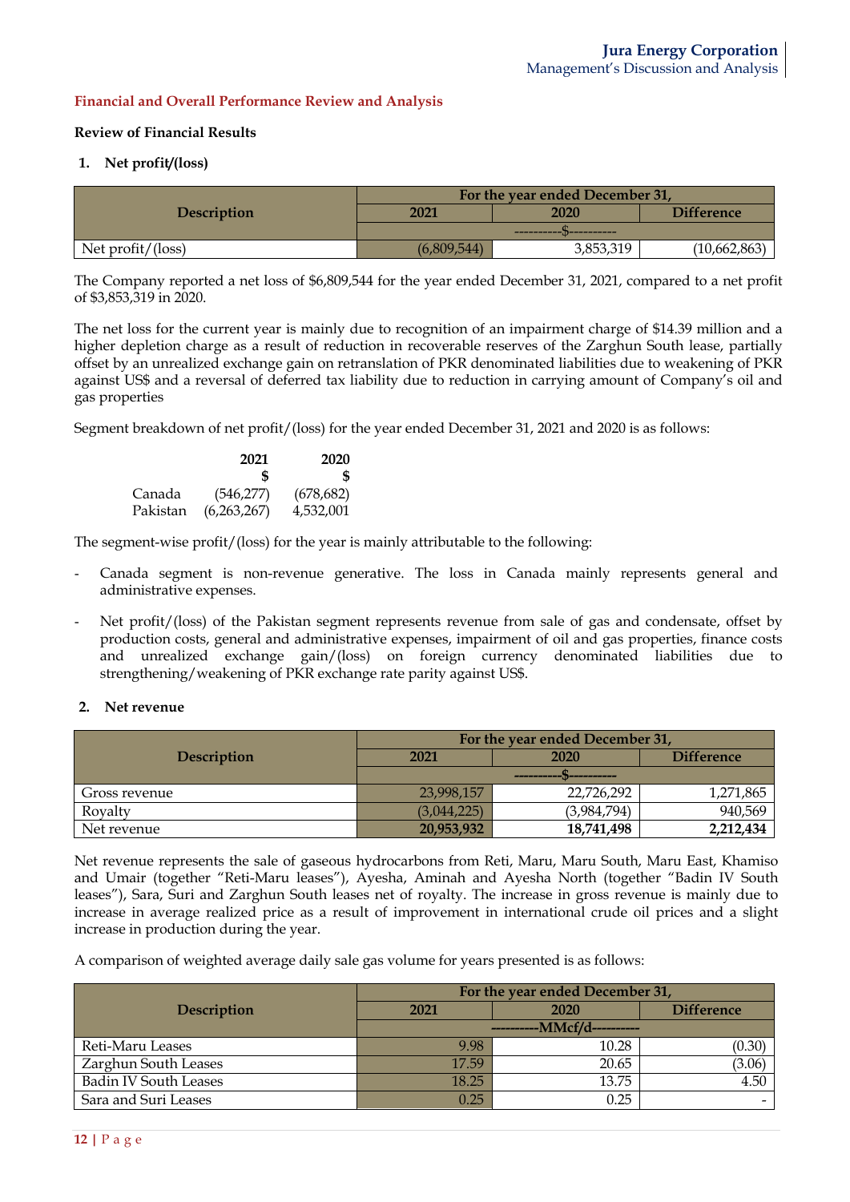## Financial and Overall Performance Review and Analysis

### Review of Financial Results

#### 1. Net profit/(loss)

| Description | For the year ended December 31, | | |
|---|---|---|---|
| | 2021 | 2020 | Difference |
| | ----------$---------- | | |
| Net profit/(loss) | (6,809,544) | 3,853,319 | (10,662,863) |

The Company reported a net loss of $6,809,544 for the year ended December 31, 2021, compared to a net profit of $3,853,319 in 2020.

The net loss for the current year is mainly due to recognition of an impairment charge of $14.39 million and a higher depletion charge as a result of reduction in recoverable reserves of the Zarghun South lease, partially offset by an unrealized exchange gain on retranslation of PKR denominated liabilities due to weakening of PKR against US$ and a reversal of deferred tax liability due to reduction in carrying amount of Company's oil and gas properties

Segment breakdown of net profit/(loss) for the year ended December 31, 2021 and 2020 is as follows:

| | 2021 | 2020 |
|---|---|---|
| | $ | $ |
| Canada | (546,277) | (678,682) |
| Pakistan | (6,263,267) | 4,532,001 |

The segment-wise profit/(loss) for the year is mainly attributable to the following:

- Canada segment is non-revenue generative. The loss in Canada mainly represents general and administrative expenses.
- Net profit/(loss) of the Pakistan segment represents revenue from sale of gas and condensate, offset by production costs, general and administrative expenses, impairment of oil and gas properties, finance costs and unrealized exchange gain/(loss) on foreign currency denominated liabilities due to strengthening/weakening of PKR exchange rate parity against US$.

#### 2. Net revenue

| Description | For the year ended December 31, | | |
|---|---|---|---|
| | 2021 | 2020 | Difference |
| | ----------$---------- | | |
| Gross revenue | 23,998,157 | 22,726,292 | 1,271,865 |
| Royalty | (3,044,225) | (3,984,794) | 940,569 |
| Net revenue | **20,953,932** | **18,741,498** | **2,212,434** |

Net revenue represents the sale of gaseous hydrocarbons from Reti, Maru, Maru South, Maru East, Khamiso and Umair (together "Reti-Maru leases"), Ayesha, Aminah and Ayesha North (together "Badin IV South leases"), Sara, Suri and Zarghun South leases net of royalty. The increase in gross revenue is mainly due to increase in average realized price as a result of improvement in international crude oil prices and a slight increase in production during the year.

A comparison of weighted average daily sale gas volume for years presented is as follows:

| Description | For the year ended December 31, | | |
|---|---|---|---|
| | 2021 | 2020 | Difference |
| | ----------MMcf/d---------- | | |
| Reti-Maru Leases | 9.98 | 10.28 | (0.30) |
| Zarghun South Leases | 17.59 | 20.65 | (3.06) |
| Badin IV South Leases | 18.25 | 13.75 | 4.50 |
| Sara and Suri Leases | 0.25 | 0.25 | - |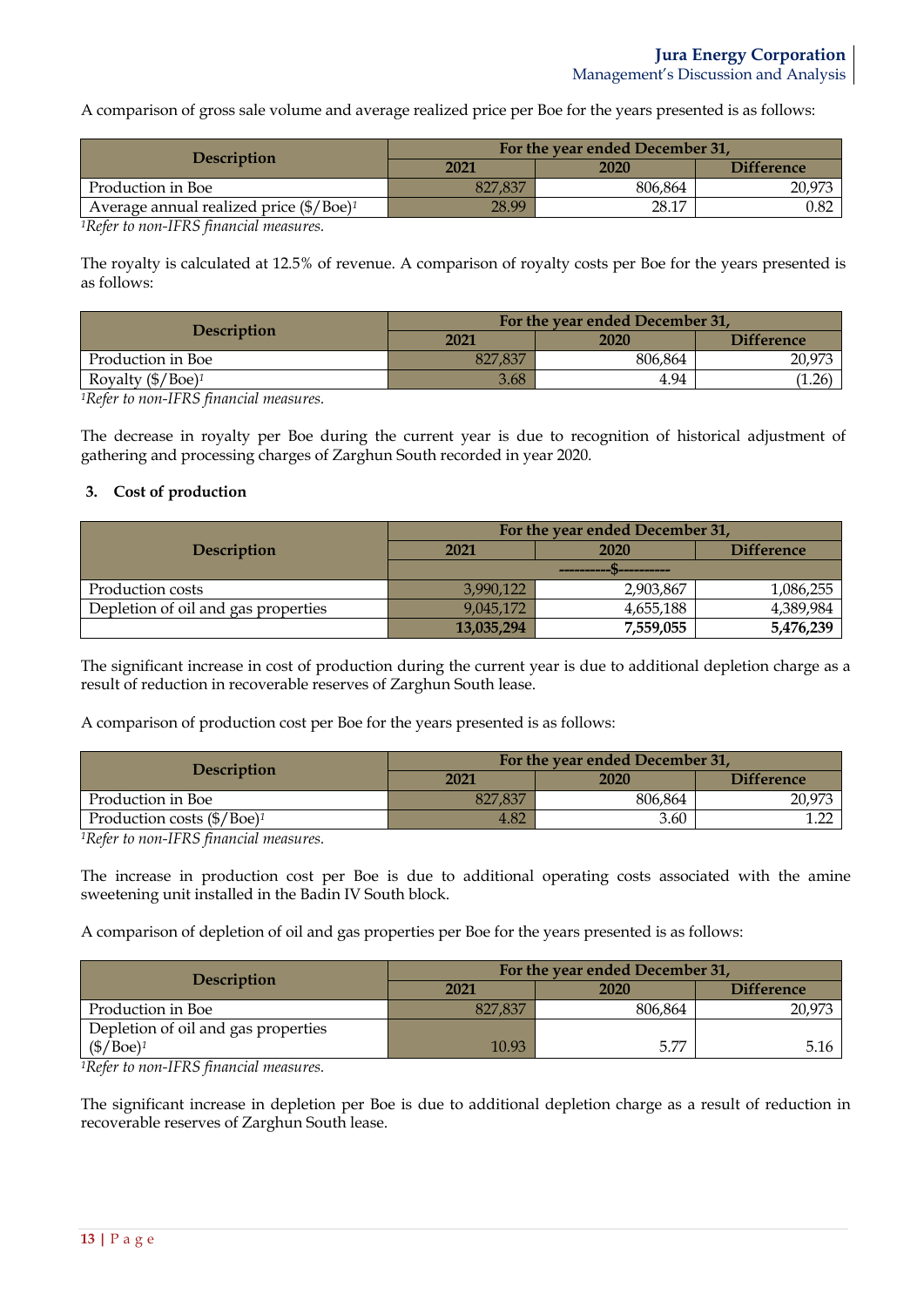A comparison of gross sale volume and average realized price per Boe for the years presented is as follows:

| Description | For the year ended December 31, | | |
|---|---|---|---|
| | 2021 | 2020 | Difference |
| Production in Boe | 827,837 | 806,864 | 20,973 |
| Average annual realized price ($/Boe)[1] | 28.99 | 28.17 | 0.82 |

*[1]Refer to non-IFRS financial measures.*

The royalty is calculated at 12.5% of revenue. A comparison of royalty costs per Boe for the years presented is as follows:

| Description | For the year ended December 31, | | |
|---|---|---|---|
| | 2021 | 2020 | Difference |
| Production in Boe | 827,837 | 806,864 | 20,973 |
| Royalty ($/Boe)[1] | 3.68 | 4.94 | (1.26) |

*[1]Refer to non-IFRS financial measures.*

The decrease in royalty per Boe during the current year is due to recognition of historical adjustment of gathering and processing charges of Zarghun South recorded in year 2020.

### 3. Cost of production

| Description | For the year ended December 31, | | |
|---|---|---|---|
| | 2021 | 2020 | Difference |
| | ----------$---------- | | |
| Production costs | 3,990,122 | 2,903,867 | 1,086,255 |
| Depletion of oil and gas properties | 9,045,172 | 4,655,188 | 4,389,984 |
| | **13,035,294** | **7,559,055** | **5,476,239** |

The significant increase in cost of production during the current year is due to additional depletion charge as a result of reduction in recoverable reserves of Zarghun South lease.

A comparison of production cost per Boe for the years presented is as follows:

| Description | For the year ended December 31, | | |
|---|---|---|---|
| | 2021 | 2020 | Difference |
| Production in Boe | 827,837 | 806,864 | 20,973 |
| Production costs ($/Boe)[1] | 4.82 | 3.60 | 1.22 |

*[1]Refer to non-IFRS financial measures.*

The increase in production cost per Boe is due to additional operating costs associated with the amine sweetening unit installed in the Badin IV South block.

A comparison of depletion of oil and gas properties per Boe for the years presented is as follows:

| Description | For the year ended December 31, | | |
|---|---|---|---|
| | 2021 | 2020 | Difference |
| Production in Boe | 827,837 | 806,864 | 20,973 |
| Depletion of oil and gas properties ($/Boe)[1] | 10.93 | 5.77 | 5.16 |

*[1]Refer to non-IFRS financial measures.*

The significant increase in depletion per Boe is due to additional depletion charge as a result of reduction in recoverable reserves of Zarghun South lease.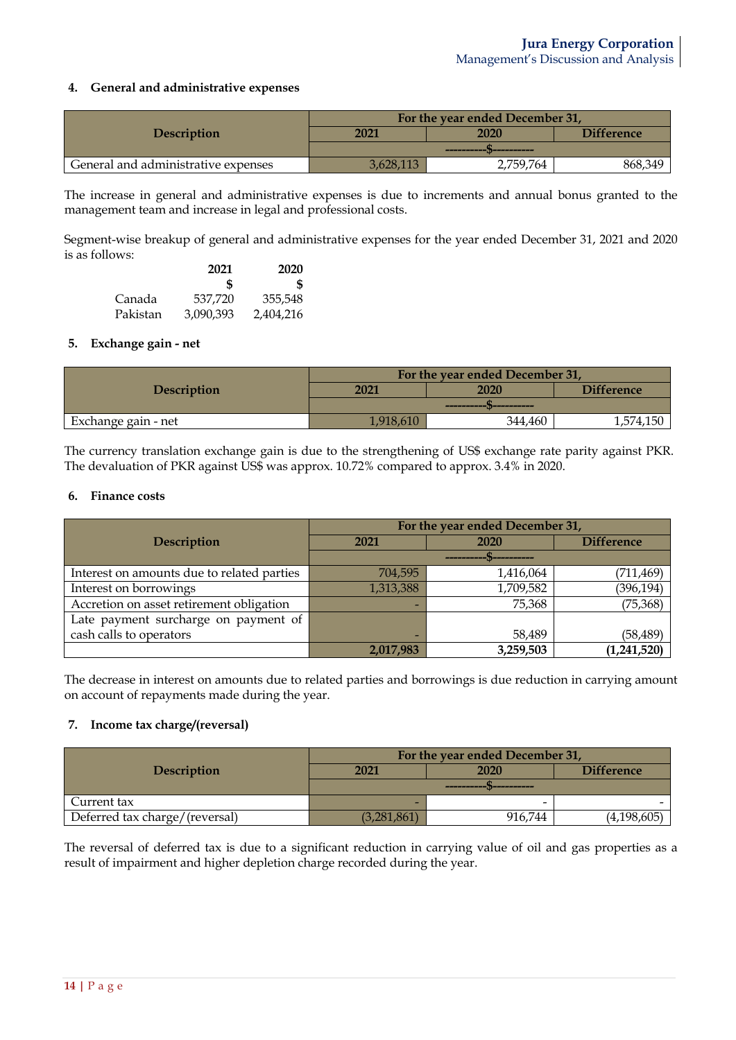## 4. General and administrative expenses

| Description | For the year ended December 31, | | |
|---|---|---|---|
| | 2021 | 2020 | Difference |
| | ----------$---------- | | |
| General and administrative expenses | 3,628,113 | 2,759,764 | 868,349 |

The increase in general and administrative expenses is due to increments and annual bonus granted to the management team and increase in legal and professional costs.

Segment-wise breakup of general and administrative expenses for the year ended December 31, 2021 and 2020 is as follows:

| | 2021 | 2020 |
|---|---|---|
| | $ | $ |
| Canada | 537,720 | 355,548 |
| Pakistan | 3,090,393 | 2,404,216 |

## 5. Exchange gain - net

| Description | For the year ended December 31, | | |
|---|---|---|---|
| | 2021 | 2020 | Difference |
| | ----------$---------- | | |
| Exchange gain - net | 1,918,610 | 344,460 | 1,574,150 |

The currency translation exchange gain is due to the strengthening of US$ exchange rate parity against PKR. The devaluation of PKR against US$ was approx. 10.72% compared to approx. 3.4% in 2020.

## 6. Finance costs

| Description | For the year ended December 31, | | |
|---|---|---|---|
| | 2021 | 2020 | Difference |
| | ----------$---------- | | |
| Interest on amounts due to related parties | 704,595 | 1,416,064 | (711,469) |
| Interest on borrowings | 1,313,388 | 1,709,582 | (396,194) |
| Accretion on asset retirement obligation | - | 75,368 | (75,368) |
| Late payment surcharge on payment of cash calls to operators | - | 58,489 | (58,489) |
| | **2,017,983** | **3,259,503** | **(1,241,520)** |

The decrease in interest on amounts due to related parties and borrowings is due reduction in carrying amount on account of repayments made during the year.

## 7. Income tax charge/(reversal)

| Description | For the year ended December 31, | | |
|---|---|---|---|
| | 2021 | 2020 | Difference |
| | ----------$---------- | | |
| Current tax | - | - | - |
| Deferred tax charge/(reversal) | (3,281,861) | 916,744 | (4,198,605) |

The reversal of deferred tax is due to a significant reduction in carrying value of oil and gas properties as a result of impairment and higher depletion charge recorded during the year.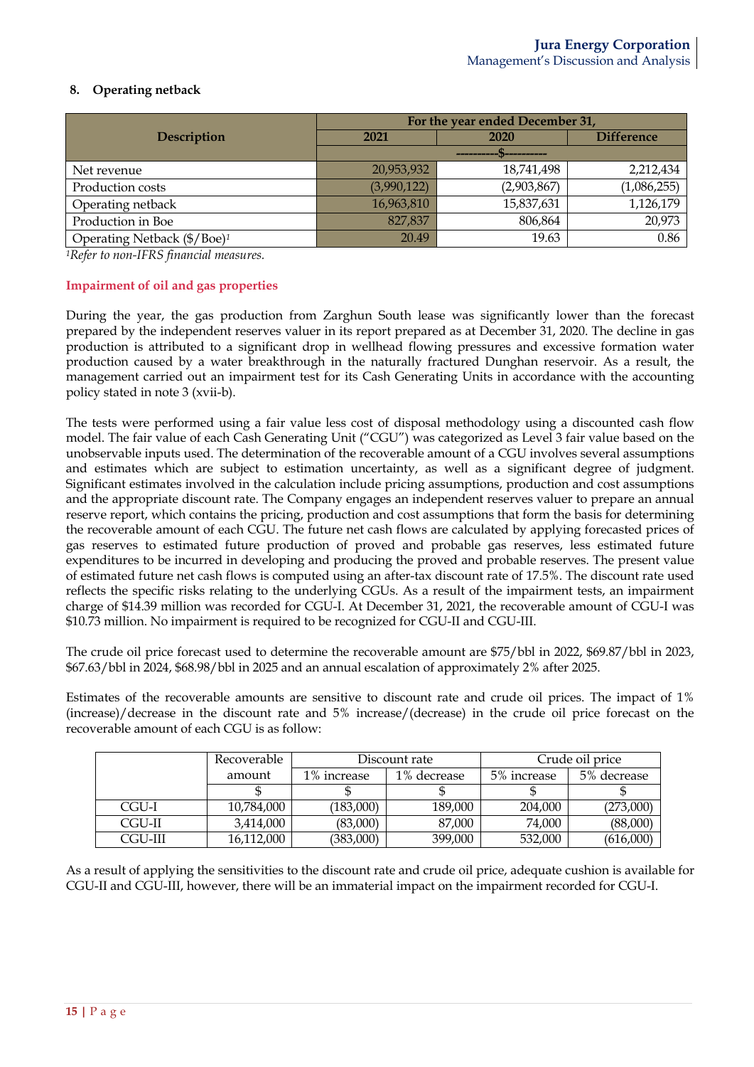## 8. Operating netback

| Description | For the year ended December 31, | | |
|---|---|---|---|
| | 2021 | 2020 | Difference |
| | ----------$---------- | | |
| Net revenue | 20,953,932 | 18,741,498 | 2,212,434 |
| Production costs | (3,990,122) | (2,903,867) | (1,086,255) |
| Operating netback | 16,963,810 | 15,837,631 | 1,126,179 |
| Production in Boe | 827,837 | 806,864 | 20,973 |
| Operating Netback ($/Boe)[1] | 20.49 | 19.63 | 0.86 |

*[1]Refer to non-IFRS financial measures.*

### Impairment of oil and gas properties

During the year, the gas production from Zarghun South lease was significantly lower than the forecast prepared by the independent reserves valuer in its report prepared as at December 31, 2020. The decline in gas production is attributed to a significant drop in wellhead flowing pressures and excessive formation water production caused by a water breakthrough in the naturally fractured Dunghan reservoir. As a result, the management carried out an impairment test for its Cash Generating Units in accordance with the accounting policy stated in note 3 (xvii-b).

The tests were performed using a fair value less cost of disposal methodology using a discounted cash flow model. The fair value of each Cash Generating Unit ("CGU") was categorized as Level 3 fair value based on the unobservable inputs used. The determination of the recoverable amount of a CGU involves several assumptions and estimates which are subject to estimation uncertainty, as well as a significant degree of judgment. Significant estimates involved in the calculation include pricing assumptions, production and cost assumptions and the appropriate discount rate. The Company engages an independent reserves valuer to prepare an annual reserve report, which contains the pricing, production and cost assumptions that form the basis for determining the recoverable amount of each CGU. The future net cash flows are calculated by applying forecasted prices of gas reserves to estimated future production of proved and probable gas reserves, less estimated future expenditures to be incurred in developing and producing the proved and probable reserves. The present value of estimated future net cash flows is computed using an after-tax discount rate of 17.5%. The discount rate used reflects the specific risks relating to the underlying CGUs. As a result of the impairment tests, an impairment charge of $14.39 million was recorded for CGU-I. At December 31, 2021, the recoverable amount of CGU-I was $10.73 million. No impairment is required to be recognized for CGU-II and CGU-III.

The crude oil price forecast used to determine the recoverable amount are $75/bbl in 2022, $69.87/bbl in 2023, $67.63/bbl in 2024, $68.98/bbl in 2025 and an annual escalation of approximately 2% after 2025.

Estimates of the recoverable amounts are sensitive to discount rate and crude oil prices. The impact of 1% (increase)/decrease in the discount rate and 5% increase/(decrease) in the crude oil price forecast on the recoverable amount of each CGU is as follow:

| | Recoverable amount | Discount rate | | Crude oil price | |
|---|---|---|---|---|---|
| | | 1% increase | 1% decrease | 5% increase | 5% decrease |
| | $ | $ | $ | $ | $ |
| CGU-I | 10,784,000 | (183,000) | 189,000 | 204,000 | (273,000) |
| CGU-II | 3,414,000 | (83,000) | 87,000 | 74,000 | (88,000) |
| CGU-III | 16,112,000 | (383,000) | 399,000 | 532,000 | (616,000) |

As a result of applying the sensitivities to the discount rate and crude oil price, adequate cushion is available for CGU-II and CGU-III, however, there will be an immaterial impact on the impairment recorded for CGU-I.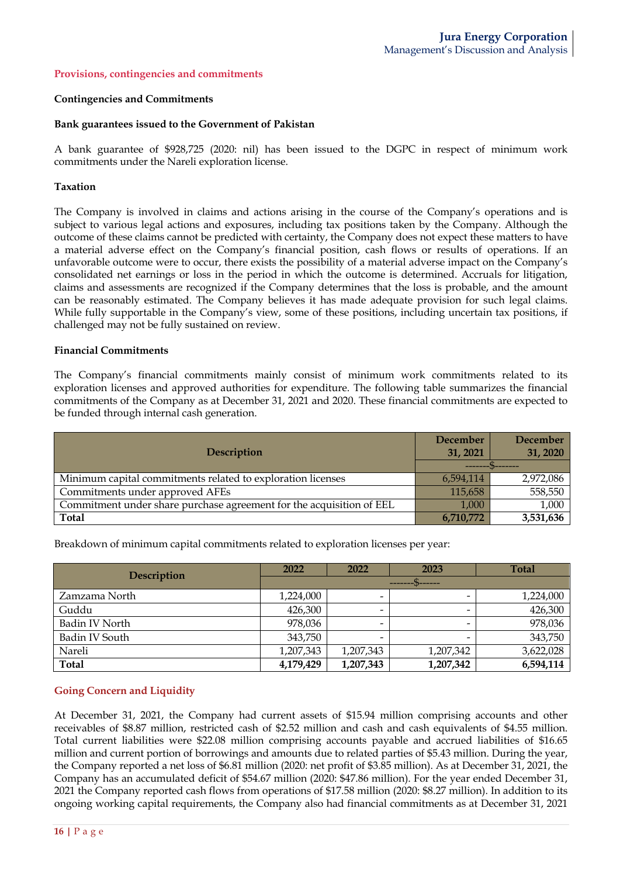## Provisions, contingencies and commitments

### Contingencies and Commitments

**Bank guarantees issued to the Government of Pakistan**

A bank guarantee of $928,725 (2020: nil) has been issued to the DGPC in respect of minimum work commitments under the Nareli exploration license.

**Taxation**

The Company is involved in claims and actions arising in the course of the Company's operations and is subject to various legal actions and exposures, including tax positions taken by the Company. Although the outcome of these claims cannot be predicted with certainty, the Company does not expect these matters to have a material adverse effect on the Company's financial position, cash flows or results of operations. If an unfavorable outcome were to occur, there exists the possibility of a material adverse impact on the Company's consolidated net earnings or loss in the period in which the outcome is determined. Accruals for litigation, claims and assessments are recognized if the Company determines that the loss is probable, and the amount can be reasonably estimated. The Company believes it has made adequate provision for such legal claims. While fully supportable in the Company's view, some of these positions, including uncertain tax positions, if challenged may not be fully sustained on review.

**Financial Commitments**

The Company's financial commitments mainly consist of minimum work commitments related to its exploration licenses and approved authorities for expenditure. The following table summarizes the financial commitments of the Company as at December 31, 2021 and 2020. These financial commitments are expected to be funded through internal cash generation.

| Description | December 31, 2021 | December 31, 2020 |
|---|---|---|
| | -------$------- | |
| Minimum capital commitments related to exploration licenses | 6,594,114 | 2,972,086 |
| Commitments under approved AFEs | 115,658 | 558,550 |
| Commitment under share purchase agreement for the acquisition of EEL | 1,000 | 1,000 |
| **Total** | **6,710,772** | **3,531,636** |

Breakdown of minimum capital commitments related to exploration licenses per year:

| Description | 2022 | 2022 | 2023 | Total |
|---|---|---|---|---|
| | -------$------ | | | |
| Zamzama North | 1,224,000 | - | - | 1,224,000 |
| Guddu | 426,300 | - | - | 426,300 |
| Badin IV North | 978,036 | - | - | 978,036 |
| Badin IV South | 343,750 | - | - | 343,750 |
| Nareli | 1,207,343 | 1,207,343 | 1,207,342 | 3,622,028 |
| **Total** | **4,179,429** | **1,207,343** | **1,207,342** | **6,594,114** |

## Going Concern and Liquidity

At December 31, 2021, the Company had current assets of $15.94 million comprising accounts and other receivables of $8.87 million, restricted cash of $2.52 million and cash and cash equivalents of $4.55 million. Total current liabilities were $22.08 million comprising accounts payable and accrued liabilities of $16.65 million and current portion of borrowings and amounts due to related parties of $5.43 million. During the year, the Company reported a net loss of $6.81 million (2020: net profit of $3.85 million). As at December 31, 2021, the Company has an accumulated deficit of $54.67 million (2020: $47.86 million). For the year ended December 31, 2021 the Company reported cash flows from operations of $17.58 million (2020: $8.27 million). In addition to its ongoing working capital requirements, the Company also had financial commitments as at December 31, 2021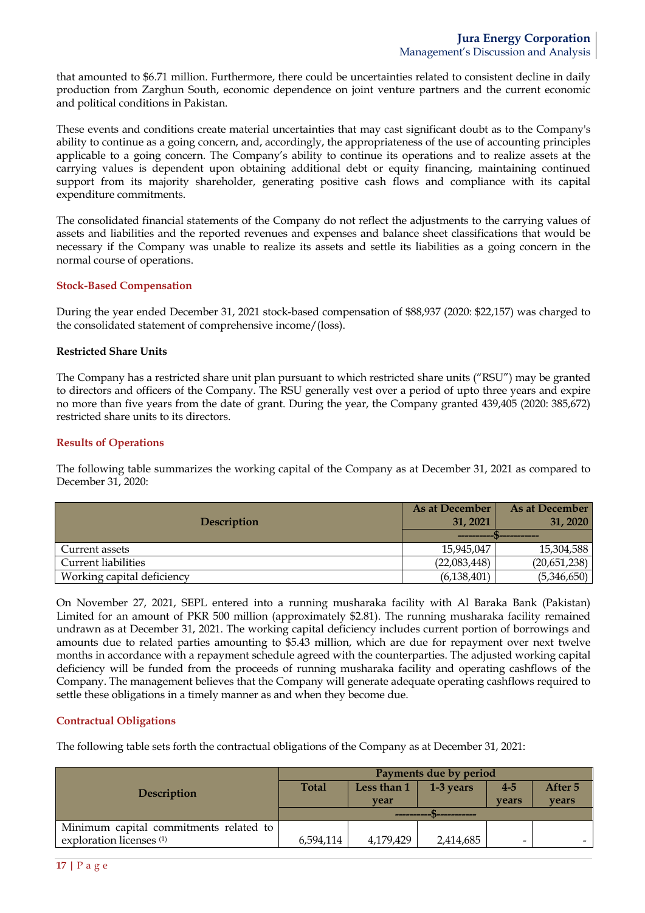that amounted to $6.71 million. Furthermore, there could be uncertainties related to consistent decline in daily production from Zarghun South, economic dependence on joint venture partners and the current economic and political conditions in Pakistan.

These events and conditions create material uncertainties that may cast significant doubt as to the Company's ability to continue as a going concern, and, accordingly, the appropriateness of the use of accounting principles applicable to a going concern. The Company's ability to continue its operations and to realize assets at the carrying values is dependent upon obtaining additional debt or equity financing, maintaining continued support from its majority shareholder, generating positive cash flows and compliance with its capital expenditure commitments.

The consolidated financial statements of the Company do not reflect the adjustments to the carrying values of assets and liabilities and the reported revenues and expenses and balance sheet classifications that would be necessary if the Company was unable to realize its assets and settle its liabilities as a going concern in the normal course of operations.

## Stock-Based Compensation

During the year ended December 31, 2021 stock-based compensation of $88,937 (2020: $22,157) was charged to the consolidated statement of comprehensive income/(loss).

### Restricted Share Units

The Company has a restricted share unit plan pursuant to which restricted share units ("RSU") may be granted to directors and officers of the Company. The RSU generally vest over a period of upto three years and expire no more than five years from the date of grant. During the year, the Company granted 439,405 (2020: 385,672) restricted share units to its directors.

## Results of Operations

The following table summarizes the working capital of the Company as at December 31, 2021 as compared to December 31, 2020:

| Description | As at December 31, 2021 | As at December 31, 2020 |
|---|---|---|
| | ----------$---------- | |
| Current assets | 15,945,047 | 15,304,588 |
| Current liabilities | (22,083,448) | (20,651,238) |
| Working capital deficiency | (6,138,401) | (5,346,650) |

On November 27, 2021, SEPL entered into a running musharaka facility with Al Baraka Bank (Pakistan) Limited for an amount of PKR 500 million (approximately $2.81). The running musharaka facility remained undrawn as at December 31, 2021. The working capital deficiency includes current portion of borrowings and amounts due to related parties amounting to $5.43 million, which are due for repayment over next twelve months in accordance with a repayment schedule agreed with the counterparties. The adjusted working capital deficiency will be funded from the proceeds of running musharaka facility and operating cashflows of the Company. The management believes that the Company will generate adequate operating cashflows required to settle these obligations in a timely manner as and when they become due.

## Contractual Obligations

The following table sets forth the contractual obligations of the Company as at December 31, 2021:

| Description | Payments due by period | | | | |
|---|---|---|---|---|---|
| | Total | Less than 1 year | 1-3 years | 4-5 years | After 5 years |
| | ----------$---------- | | | | |
| Minimum capital commitments related to exploration licenses (1) | 6,594,114 | 4,179,429 | 2,414,685 | - | - |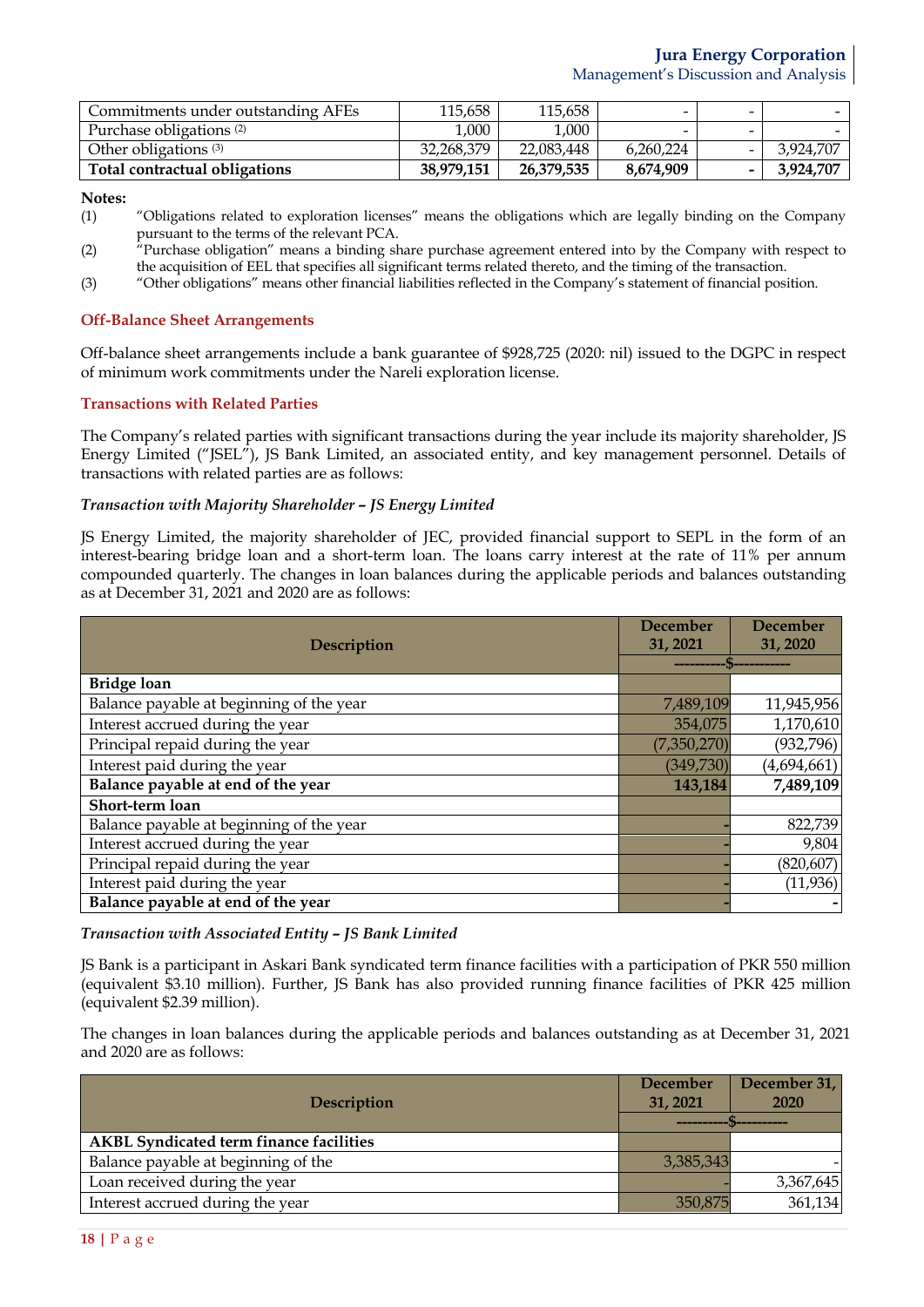| | | | | | |
|---|---|---|---|---|---|
| Commitments under outstanding AFEs | 115,658 | 115,658 | - | - | - |
| Purchase obligations (2) | 1,000 | 1,000 | - | - | - |
| Other obligations (3) | 32,268,379 | 22,083,448 | 6,260,224 | - | 3,924,707 |
| **Total contractual obligations** | **38,979,151** | **26,379,535** | **8,674,909** | **-** | **3,924,707** |

**Notes:**

(1) "Obligations related to exploration licenses" means the obligations which are legally binding on the Company pursuant to the terms of the relevant PCA.

(2) "Purchase obligation" means a binding share purchase agreement entered into by the Company with respect to the acquisition of EEL that specifies all significant terms related thereto, and the timing of the transaction.

(3) "Other obligations" means other financial liabilities reflected in the Company's statement of financial position.

## Off-Balance Sheet Arrangements

Off-balance sheet arrangements include a bank guarantee of $928,725 (2020: nil) issued to the DGPC in respect of minimum work commitments under the Nareli exploration license.

## Transactions with Related Parties

The Company's related parties with significant transactions during the year include its majority shareholder, JS Energy Limited ("JSEL"), JS Bank Limited, an associated entity, and key management personnel. Details of transactions with related parties are as follows:

*Transaction with Majority Shareholder – JS Energy Limited*

JS Energy Limited, the majority shareholder of JEC, provided financial support to SEPL in the form of an interest-bearing bridge loan and a short-term loan. The loans carry interest at the rate of 11% per annum compounded quarterly. The changes in loan balances during the applicable periods and balances outstanding as at December 31, 2021 and 2020 are as follows:

| Description | December 31, 2021 | December 31, 2020 |
|---|---|---|
| | ---------$----------- | |
| **Bridge loan** | | |
| Balance payable at beginning of the year | 7,489,109 | 11,945,956 |
| Interest accrued during the year | 354,075 | 1,170,610 |
| Principal repaid during the year | (7,350,270) | (932,796) |
| Interest paid during the year | (349,730) | (4,694,661) |
| **Balance payable at end of the year** | **143,184** | **7,489,109** |
| **Short-term loan** | | |
| Balance payable at beginning of the year | - | 822,739 |
| Interest accrued during the year | - | 9,804 |
| Principal repaid during the year | - | (820,607) |
| Interest paid during the year | - | (11,936) |
| **Balance payable at end of the year** | - | - |

*Transaction with Associated Entity – JS Bank Limited*

JS Bank is a participant in Askari Bank syndicated term finance facilities with a participation of PKR 550 million (equivalent $3.10 million). Further, JS Bank has also provided running finance facilities of PKR 425 million (equivalent $2.39 million).

The changes in loan balances during the applicable periods and balances outstanding as at December 31, 2021 and 2020 are as follows:

| Description | December 31, 2021 | December 31, 2020 |
|---|---|---|
| | ---------$--------- | |
| **AKBL Syndicated term finance facilities** | | |
| Balance payable at beginning of the | 3,385,343 | - |
| Loan received during the year | - | 3,367,645 |
| Interest accrued during the year | 350,875 | 361,134 |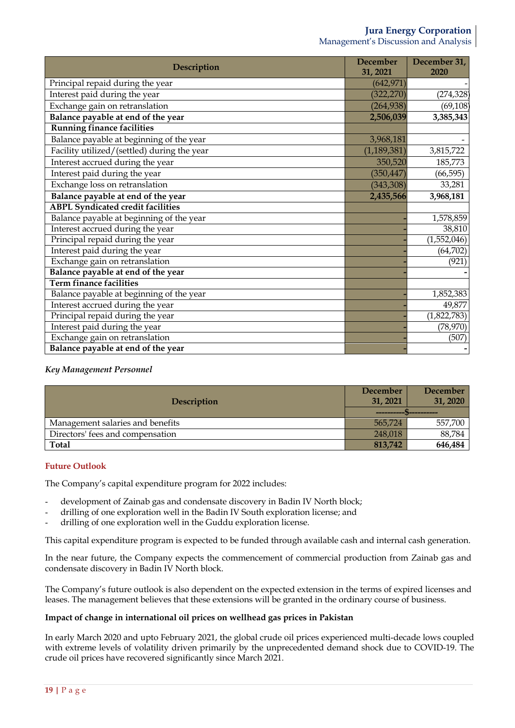| Description | December 31, 2021 | December 31, 2020 |
|---|---|---|
| Principal repaid during the year | (642,971) | - |
| Interest paid during the year | (322,270) | (274,328) |
| Exchange gain on retranslation | (264,938) | (69,108) |
| **Balance payable at end of the year** | **2,506,039** | **3,385,343** |
| **Running finance facilities** | | |
| Balance payable at beginning of the year | 3,968,181 | - |
| Facility utilized/(settled) during the year | (1,189,381) | 3,815,722 |
| Interest accrued during the year | 350,520 | 185,773 |
| Interest paid during the year | (350,447) | (66,595) |
| Exchange loss on retranslation | (343,308) | 33,281 |
| **Balance payable at end of the year** | **2,435,566** | **3,968,181** |
| **ABPL Syndicated credit facilities** | | |
| Balance payable at beginning of the year | - | 1,578,859 |
| Interest accrued during the year | - | 38,810 |
| Principal repaid during the year | - | (1,552,046) |
| Interest paid during the year | - | (64,702) |
| Exchange gain on retranslation | - | (921) |
| **Balance payable at end of the year** | **-** | **-** |
| **Term finance facilities** | | |
| Balance payable at beginning of the year | - | 1,852,383 |
| Interest accrued during the year | - | 49,877 |
| Principal repaid during the year | - | (1,822,783) |
| Interest paid during the year | - | (78,970) |
| Exchange gain on retranslation | - | (507) |
| **Balance payable at end of the year** | **-** | **-** |

*Key Management Personnel*

| Description | December 31, 2021 | December 31, 2020 |
|---|---|---|
| | ---------$--------- | |
| Management salaries and benefits | 565,724 | 557,700 |
| Directors' fees and compensation | 248,018 | 88,784 |
| **Total** | **813,742** | **646,484** |

## Future Outlook

The Company's capital expenditure program for 2022 includes:

- development of Zainab gas and condensate discovery in Badin IV North block;
- drilling of one exploration well in the Badin IV South exploration license; and
- drilling of one exploration well in the Guddu exploration license.

This capital expenditure program is expected to be funded through available cash and internal cash generation.

In the near future, the Company expects the commencement of commercial production from Zainab gas and condensate discovery in Badin IV North block.

The Company's future outlook is also dependent on the expected extension in the terms of expired licenses and leases. The management believes that these extensions will be granted in the ordinary course of business.

**Impact of change in international oil prices on wellhead gas prices in Pakistan**

In early March 2020 and upto February 2021, the global crude oil prices experienced multi-decade lows coupled with extreme levels of volatility driven primarily by the unprecedented demand shock due to COVID-19. The crude oil prices have recovered significantly since March 2021.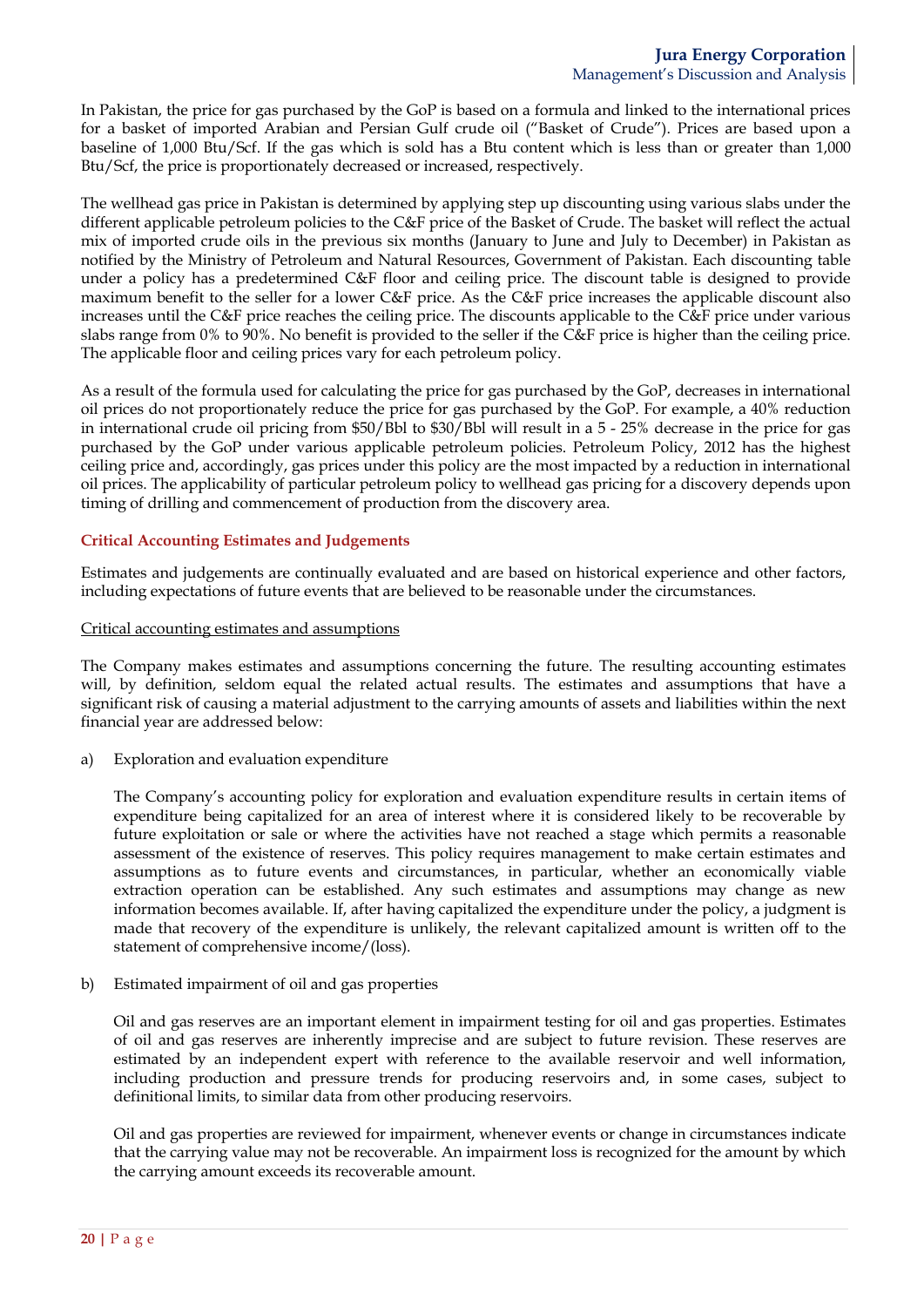In Pakistan, the price for gas purchased by the GoP is based on a formula and linked to the international prices for a basket of imported Arabian and Persian Gulf crude oil ("Basket of Crude"). Prices are based upon a baseline of 1,000 Btu/Scf. If the gas which is sold has a Btu content which is less than or greater than 1,000 Btu/Scf, the price is proportionately decreased or increased, respectively.

The wellhead gas price in Pakistan is determined by applying step up discounting using various slabs under the different applicable petroleum policies to the C&F price of the Basket of Crude. The basket will reflect the actual mix of imported crude oils in the previous six months (January to June and July to December) in Pakistan as notified by the Ministry of Petroleum and Natural Resources, Government of Pakistan. Each discounting table under a policy has a predetermined C&F floor and ceiling price. The discount table is designed to provide maximum benefit to the seller for a lower C&F price. As the C&F price increases the applicable discount also increases until the C&F price reaches the ceiling price. The discounts applicable to the C&F price under various slabs range from 0% to 90%. No benefit is provided to the seller if the C&F price is higher than the ceiling price. The applicable floor and ceiling prices vary for each petroleum policy.

As a result of the formula used for calculating the price for gas purchased by the GoP, decreases in international oil prices do not proportionately reduce the price for gas purchased by the GoP. For example, a 40% reduction in international crude oil pricing from $50/Bbl to $30/Bbl will result in a 5 - 25% decrease in the price for gas purchased by the GoP under various applicable petroleum policies. Petroleum Policy, 2012 has the highest ceiling price and, accordingly, gas prices under this policy are the most impacted by a reduction in international oil prices. The applicability of particular petroleum policy to wellhead gas pricing for a discovery depends upon timing of drilling and commencement of production from the discovery area.

## Critical Accounting Estimates and Judgements

Estimates and judgements are continually evaluated and are based on historical experience and other factors, including expectations of future events that are believed to be reasonable under the circumstances.

Critical accounting estimates and assumptions

The Company makes estimates and assumptions concerning the future. The resulting accounting estimates will, by definition, seldom equal the related actual results. The estimates and assumptions that have a significant risk of causing a material adjustment to the carrying amounts of assets and liabilities within the next financial year are addressed below:

a) Exploration and evaluation expenditure

The Company's accounting policy for exploration and evaluation expenditure results in certain items of expenditure being capitalized for an area of interest where it is considered likely to be recoverable by future exploitation or sale or where the activities have not reached a stage which permits a reasonable assessment of the existence of reserves. This policy requires management to make certain estimates and assumptions as to future events and circumstances, in particular, whether an economically viable extraction operation can be established. Any such estimates and assumptions may change as new information becomes available. If, after having capitalized the expenditure under the policy, a judgment is made that recovery of the expenditure is unlikely, the relevant capitalized amount is written off to the statement of comprehensive income/(loss).

b) Estimated impairment of oil and gas properties

Oil and gas reserves are an important element in impairment testing for oil and gas properties. Estimates of oil and gas reserves are inherently imprecise and are subject to future revision. These reserves are estimated by an independent expert with reference to the available reservoir and well information, including production and pressure trends for producing reservoirs and, in some cases, subject to definitional limits, to similar data from other producing reservoirs.

Oil and gas properties are reviewed for impairment, whenever events or change in circumstances indicate that the carrying value may not be recoverable. An impairment loss is recognized for the amount by which the carrying amount exceeds its recoverable amount.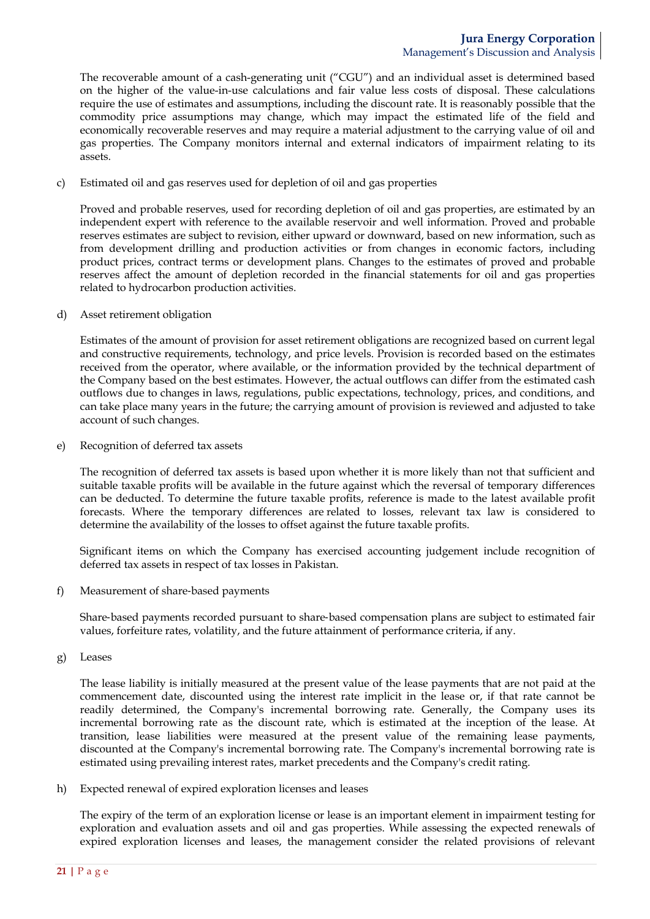The recoverable amount of a cash-generating unit ("CGU") and an individual asset is determined based on the higher of the value-in-use calculations and fair value less costs of disposal. These calculations require the use of estimates and assumptions, including the discount rate. It is reasonably possible that the commodity price assumptions may change, which may impact the estimated life of the field and economically recoverable reserves and may require a material adjustment to the carrying value of oil and gas properties. The Company monitors internal and external indicators of impairment relating to its assets.

c) Estimated oil and gas reserves used for depletion of oil and gas properties

Proved and probable reserves, used for recording depletion of oil and gas properties, are estimated by an independent expert with reference to the available reservoir and well information. Proved and probable reserves estimates are subject to revision, either upward or downward, based on new information, such as from development drilling and production activities or from changes in economic factors, including product prices, contract terms or development plans. Changes to the estimates of proved and probable reserves affect the amount of depletion recorded in the financial statements for oil and gas properties related to hydrocarbon production activities.

d) Asset retirement obligation

Estimates of the amount of provision for asset retirement obligations are recognized based on current legal and constructive requirements, technology, and price levels. Provision is recorded based on the estimates received from the operator, where available, or the information provided by the technical department of the Company based on the best estimates. However, the actual outflows can differ from the estimated cash outflows due to changes in laws, regulations, public expectations, technology, prices, and conditions, and can take place many years in the future; the carrying amount of provision is reviewed and adjusted to take account of such changes.

e) Recognition of deferred tax assets

The recognition of deferred tax assets is based upon whether it is more likely than not that sufficient and suitable taxable profits will be available in the future against which the reversal of temporary differences can be deducted. To determine the future taxable profits, reference is made to the latest available profit forecasts. Where the temporary differences are related to losses, relevant tax law is considered to determine the availability of the losses to offset against the future taxable profits.

Significant items on which the Company has exercised accounting judgement include recognition of deferred tax assets in respect of tax losses in Pakistan.

f) Measurement of share-based payments

Share-based payments recorded pursuant to share-based compensation plans are subject to estimated fair values, forfeiture rates, volatility, and the future attainment of performance criteria, if any.

g) Leases

The lease liability is initially measured at the present value of the lease payments that are not paid at the commencement date, discounted using the interest rate implicit in the lease or, if that rate cannot be readily determined, the Company's incremental borrowing rate. Generally, the Company uses its incremental borrowing rate as the discount rate, which is estimated at the inception of the lease. At transition, lease liabilities were measured at the present value of the remaining lease payments, discounted at the Company's incremental borrowing rate. The Company's incremental borrowing rate is estimated using prevailing interest rates, market precedents and the Company's credit rating.

h) Expected renewal of expired exploration licenses and leases

The expiry of the term of an exploration license or lease is an important element in impairment testing for exploration and evaluation assets and oil and gas properties. While assessing the expected renewals of expired exploration licenses and leases, the management consider the related provisions of relevant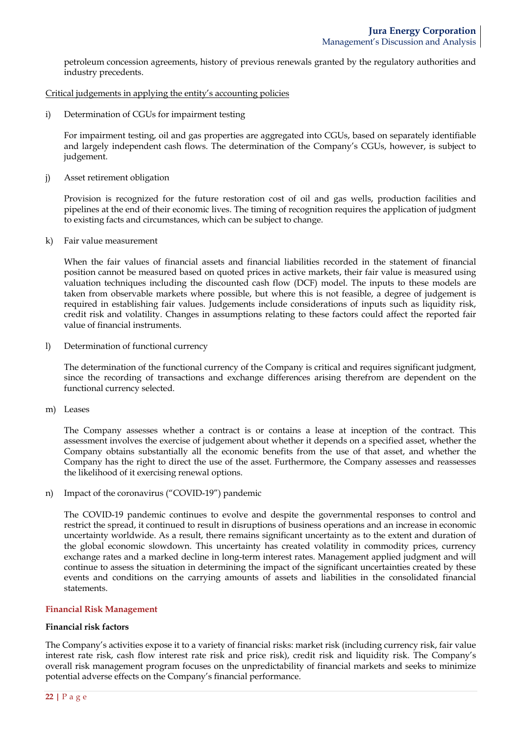petroleum concession agreements, history of previous renewals granted by the regulatory authorities and industry precedents.

Critical judgements in applying the entity's accounting policies

i) Determination of CGUs for impairment testing

For impairment testing, oil and gas properties are aggregated into CGUs, based on separately identifiable and largely independent cash flows. The determination of the Company's CGUs, however, is subject to judgement.

j) Asset retirement obligation

Provision is recognized for the future restoration cost of oil and gas wells, production facilities and pipelines at the end of their economic lives. The timing of recognition requires the application of judgment to existing facts and circumstances, which can be subject to change.

k) Fair value measurement

When the fair values of financial assets and financial liabilities recorded in the statement of financial position cannot be measured based on quoted prices in active markets, their fair value is measured using valuation techniques including the discounted cash flow (DCF) model. The inputs to these models are taken from observable markets where possible, but where this is not feasible, a degree of judgement is required in establishing fair values. Judgements include considerations of inputs such as liquidity risk, credit risk and volatility. Changes in assumptions relating to these factors could affect the reported fair value of financial instruments.

l) Determination of functional currency

The determination of the functional currency of the Company is critical and requires significant judgment, since the recording of transactions and exchange differences arising therefrom are dependent on the functional currency selected.

m) Leases

The Company assesses whether a contract is or contains a lease at inception of the contract. This assessment involves the exercise of judgement about whether it depends on a specified asset, whether the Company obtains substantially all the economic benefits from the use of that asset, and whether the Company has the right to direct the use of the asset. Furthermore, the Company assesses and reassesses the likelihood of it exercising renewal options.

n) Impact of the coronavirus ("COVID-19") pandemic

The COVID-19 pandemic continues to evolve and despite the governmental responses to control and restrict the spread, it continued to result in disruptions of business operations and an increase in economic uncertainty worldwide. As a result, there remains significant uncertainty as to the extent and duration of the global economic slowdown. This uncertainty has created volatility in commodity prices, currency exchange rates and a marked decline in long-term interest rates. Management applied judgment and will continue to assess the situation in determining the impact of the significant uncertainties created by these events and conditions on the carrying amounts of assets and liabilities in the consolidated financial statements.

## Financial Risk Management

### Financial risk factors

The Company's activities expose it to a variety of financial risks: market risk (including currency risk, fair value interest rate risk, cash flow interest rate risk and price risk), credit risk and liquidity risk. The Company's overall risk management program focuses on the unpredictability of financial markets and seeks to minimize potential adverse effects on the Company's financial performance.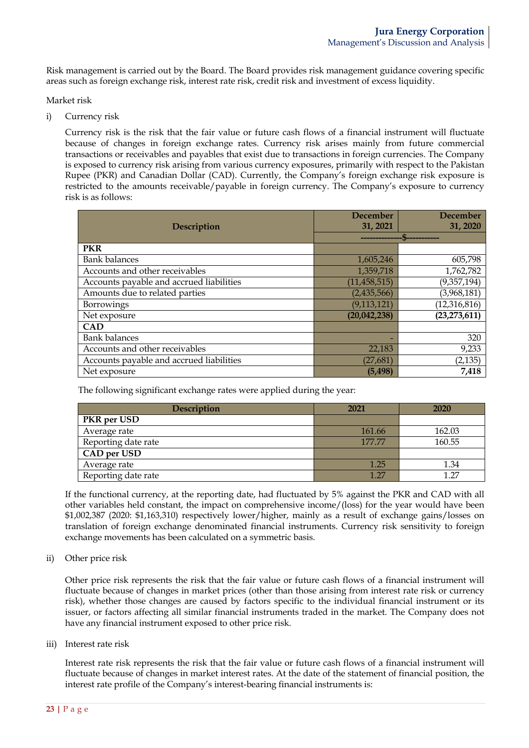Risk management is carried out by the Board. The Board provides risk management guidance covering specific areas such as foreign exchange risk, interest rate risk, credit risk and investment of excess liquidity.

Market risk

i) Currency risk

Currency risk is the risk that the fair value or future cash flows of a financial instrument will fluctuate because of changes in foreign exchange rates. Currency risk arises mainly from future commercial transactions or receivables and payables that exist due to transactions in foreign currencies. The Company is exposed to currency risk arising from various currency exposures, primarily with respect to the Pakistan Rupee (PKR) and Canadian Dollar (CAD). Currently, the Company's foreign exchange risk exposure is restricted to the amounts receivable/payable in foreign currency. The Company's exposure to currency risk is as follows:

| Description | December 31, 2021 | December 31, 2020 |
|---|---|---|
| | -------------$---------- | |
| **PKR** | | |
| Bank balances | 1,605,246 | 605,798 |
| Accounts and other receivables | 1,359,718 | 1,762,782 |
| Accounts payable and accrued liabilities | (11,458,515) | (9,357,194) |
| Amounts due to related parties | (2,435,566) | (3,968,181) |
| Borrowings | (9,113,121) | (12,316,816) |
| Net exposure | **(20,042,238)** | **(23,273,611)** |
| **CAD** | | |
| Bank balances | - | 320 |
| Accounts and other receivables | 22,183 | 9,233 |
| Accounts payable and accrued liabilities | (27,681) | (2,135) |
| Net exposure | **(5,498)** | **7,418** |

The following significant exchange rates were applied during the year:

| Description | 2021 | 2020 |
|---|---|---|
| **PKR per USD** | | |
| Average rate | 161.66 | 162.03 |
| Reporting date rate | 177.77 | 160.55 |
| **CAD per USD** | | |
| Average rate | 1.25 | 1.34 |
| Reporting date rate | 1.27 | 1.27 |

If the functional currency, at the reporting date, had fluctuated by 5% against the PKR and CAD with all other variables held constant, the impact on comprehensive income/(loss) for the year would have been $1,002,387 (2020: $1,163,310) respectively lower/higher, mainly as a result of exchange gains/losses on translation of foreign exchange denominated financial instruments. Currency risk sensitivity to foreign exchange movements has been calculated on a symmetric basis.

ii) Other price risk

Other price risk represents the risk that the fair value or future cash flows of a financial instrument will fluctuate because of changes in market prices (other than those arising from interest rate risk or currency risk), whether those changes are caused by factors specific to the individual financial instrument or its issuer, or factors affecting all similar financial instruments traded in the market. The Company does not have any financial instrument exposed to other price risk.

iii) Interest rate risk

Interest rate risk represents the risk that the fair value or future cash flows of a financial instrument will fluctuate because of changes in market interest rates. At the date of the statement of financial position, the interest rate profile of the Company's interest-bearing financial instruments is: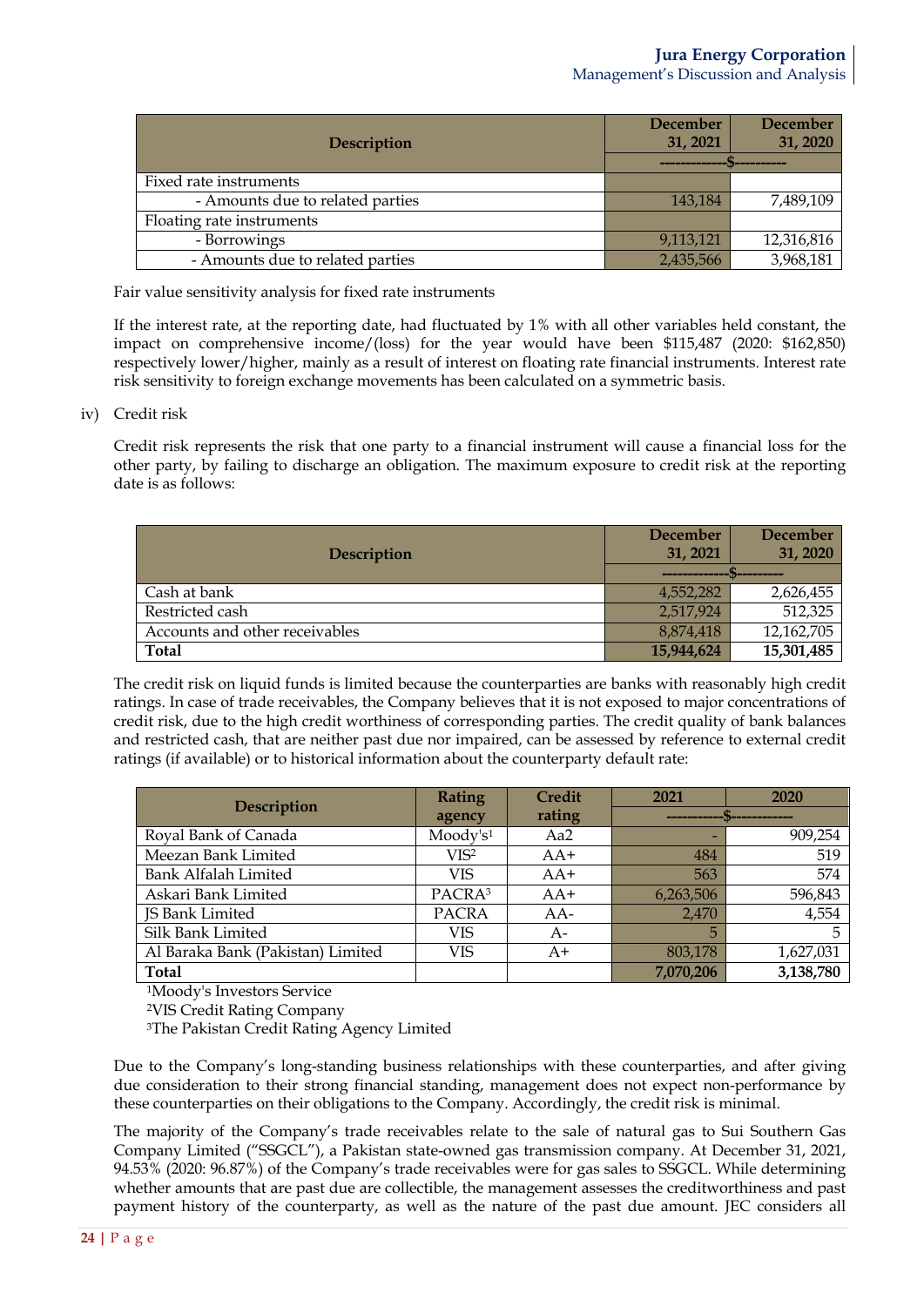| Description | December 31, 2021 | December 31, 2020 |
|---|---|---|
| | ------------$--------- | |
| Fixed rate instruments | | |
| - Amounts due to related parties | 143,184 | 7,489,109 |
| Floating rate instruments | | |
| - Borrowings | 9,113,121 | 12,316,816 |
| - Amounts due to related parties | 2,435,566 | 3,968,181 |

Fair value sensitivity analysis for fixed rate instruments

If the interest rate, at the reporting date, had fluctuated by 1% with all other variables held constant, the impact on comprehensive income/(loss) for the year would have been $115,487 (2020: $162,850) respectively lower/higher, mainly as a result of interest on floating rate financial instruments. Interest rate risk sensitivity to foreign exchange movements has been calculated on a symmetric basis.

iv) Credit risk

Credit risk represents the risk that one party to a financial instrument will cause a financial loss for the other party, by failing to discharge an obligation. The maximum exposure to credit risk at the reporting date is as follows:

| Description | December 31, 2021 | December 31, 2020 |
|---|---|---|
| | ------------$-------- | |
| Cash at bank | 4,552,282 | 2,626,455 |
| Restricted cash | 2,517,924 | 512,325 |
| Accounts and other receivables | 8,874,418 | 12,162,705 |
| **Total** | **15,944,624** | **15,301,485** |

The credit risk on liquid funds is limited because the counterparties are banks with reasonably high credit ratings. In case of trade receivables, the Company believes that it is not exposed to major concentrations of credit risk, due to the high credit worthiness of corresponding parties. The credit quality of bank balances and restricted cash, that are neither past due nor impaired, can be assessed by reference to external credit ratings (if available) or to historical information about the counterparty default rate:

| Description | Rating agency | Credit rating | 2021 | 2020 |
|---|---|---|---|---|
| | | | ----------$----------- | |
| Royal Bank of Canada | Moody's[1] | Aa2 | - | 909,254 |
| Meezan Bank Limited | VIS[2] | AA+ | 484 | 519 |
| Bank Alfalah Limited | VIS | AA+ | 563 | 574 |
| Askari Bank Limited | PACRA[3] | AA+ | 6,263,506 | 596,843 |
| JS Bank Limited | PACRA | AA- | 2,470 | 4,554 |
| Silk Bank Limited | VIS | A- | 5 | 5 |
| Al Baraka Bank (Pakistan) Limited | VIS | A+ | 803,178 | 1,627,031 |
| **Total** | | | **7,070,206** | **3,138,780** |

[1]Moody's Investors Service
[2]VIS Credit Rating Company
[3]The Pakistan Credit Rating Agency Limited

Due to the Company's long-standing business relationships with these counterparties, and after giving due consideration to their strong financial standing, management does not expect non-performance by these counterparties on their obligations to the Company. Accordingly, the credit risk is minimal.

The majority of the Company's trade receivables relate to the sale of natural gas to Sui Southern Gas Company Limited ("SSGCL"), a Pakistan state-owned gas transmission company. At December 31, 2021, 94.53% (2020: 96.87%) of the Company's trade receivables were for gas sales to SSGCL. While determining whether amounts that are past due are collectible, the management assesses the creditworthiness and past payment history of the counterparty, as well as the nature of the past due amount. JEC considers all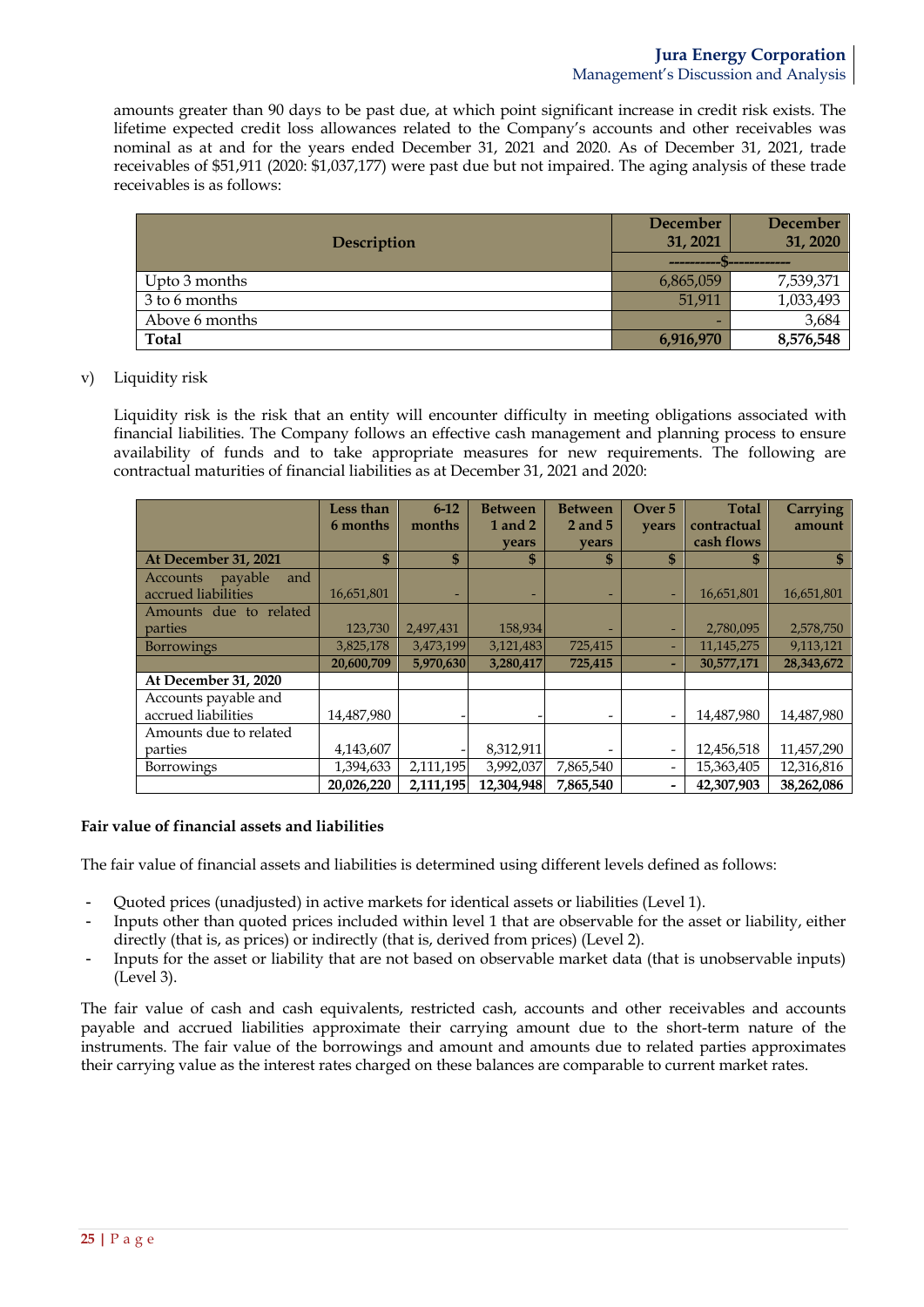amounts greater than 90 days to be past due, at which point significant increase in credit risk exists. The lifetime expected credit loss allowances related to the Company's accounts and other receivables was nominal as at and for the years ended December 31, 2021 and 2020. As of December 31, 2021, trade receivables of $51,911 (2020: $1,037,177) were past due but not impaired. The aging analysis of these trade receivables is as follows:

| Description | December 31, 2021 | December 31, 2020 |
|---|---|---|
| | ---------$----------- | |
| Upto 3 months | 6,865,059 | 7,539,371 |
| 3 to 6 months | 51,911 | 1,033,493 |
| Above 6 months | - | 3,684 |
| **Total** | **6,916,970** | **8,576,548** |

v) Liquidity risk

Liquidity risk is the risk that an entity will encounter difficulty in meeting obligations associated with financial liabilities. The Company follows an effective cash management and planning process to ensure availability of funds and to take appropriate measures for new requirements. The following are contractual maturities of financial liabilities as at December 31, 2021 and 2020:

| | Less than 6 months | 6-12 months | Between 1 and 2 years | Between 2 and 5 years | Over 5 years | Total contractual cash flows | Carrying amount |
|---|---|---|---|---|---|---|---|
| **At December 31, 2021** | **$** | **$** | **$** | **$** | **$** | **$** | **$** |
| Accounts payable and accrued liabilities | 16,651,801 | - | - | - | - | 16,651,801 | 16,651,801 |
| Amounts due to related parties | 123,730 | 2,497,431 | 158,934 | - | - | 2,780,095 | 2,578,750 |
| Borrowings | 3,825,178 | 3,473,199 | 3,121,483 | 725,415 | - | 11,145,275 | 9,113,121 |
| | **20,600,709** | **5,970,630** | **3,280,417** | **725,415** | **-** | **30,577,171** | **28,343,672** |
| **At December 31, 2020** | | | | | | | |
| Accounts payable and accrued liabilities | 14,487,980 | - | - | - | - | 14,487,980 | 14,487,980 |
| Amounts due to related parties | 4,143,607 | - | 8,312,911 | - | - | 12,456,518 | 11,457,290 |
| Borrowings | 1,394,633 | 2,111,195 | 3,992,037 | 7,865,540 | - | 15,363,405 | 12,316,816 |
| | **20,026,220** | **2,111,195** | **12,304,948** | **7,865,540** | **-** | **42,307,903** | **38,262,086** |

**Fair value of financial assets and liabilities**

The fair value of financial assets and liabilities is determined using different levels defined as follows:

- Quoted prices (unadjusted) in active markets for identical assets or liabilities (Level 1).
- Inputs other than quoted prices included within level 1 that are observable for the asset or liability, either directly (that is, as prices) or indirectly (that is, derived from prices) (Level 2).
- Inputs for the asset or liability that are not based on observable market data (that is unobservable inputs) (Level 3).

The fair value of cash and cash equivalents, restricted cash, accounts and other receivables and accounts payable and accrued liabilities approximate their carrying amount due to the short-term nature of the instruments. The fair value of the borrowings and amount and amounts due to related parties approximates their carrying value as the interest rates charged on these balances are comparable to current market rates.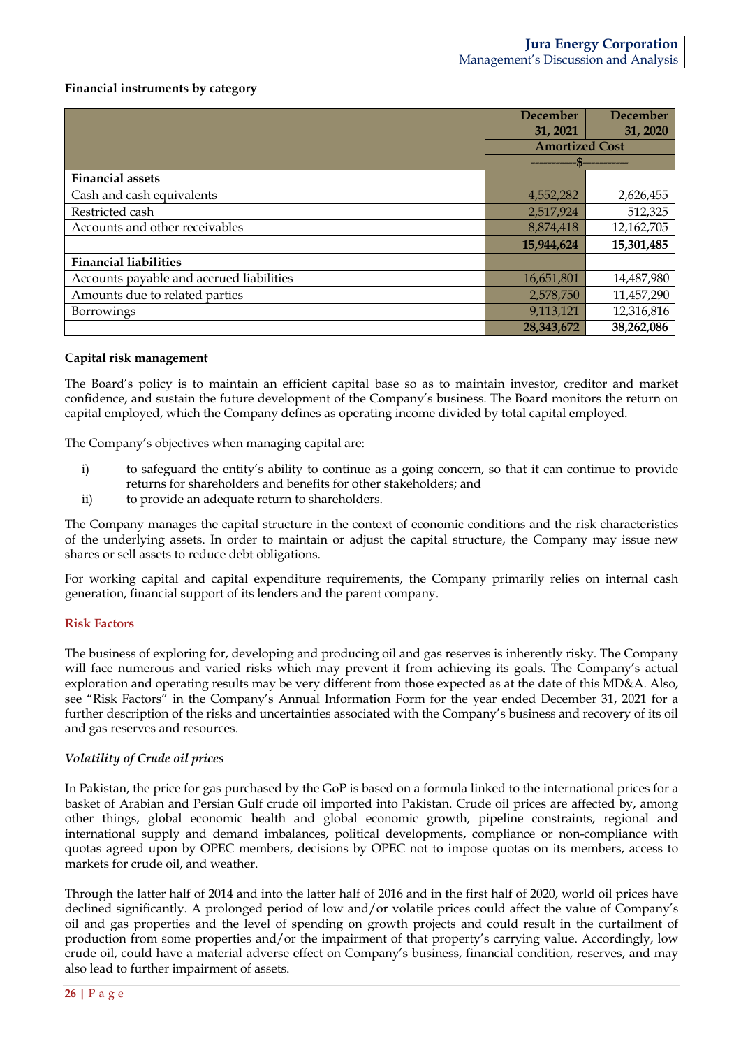**Financial instruments by category**

| | December 31, 2021 | December 31, 2020 |
|---|---|---|
| | Amortized Cost | |
| | ----------$---------- | |
| **Financial assets** | | |
| Cash and cash equivalents | 4,552,282 | 2,626,455 |
| Restricted cash | 2,517,924 | 512,325 |
| Accounts and other receivables | 8,874,418 | 12,162,705 |
| | **15,944,624** | **15,301,485** |
| **Financial liabilities** | | |
| Accounts payable and accrued liabilities | 16,651,801 | 14,487,980 |
| Amounts due to related parties | 2,578,750 | 11,457,290 |
| Borrowings | 9,113,121 | 12,316,816 |
| | **28,343,672** | **38,262,086** |

**Capital risk management**

The Board's policy is to maintain an efficient capital base so as to maintain investor, creditor and market confidence, and sustain the future development of the Company's business. The Board monitors the return on capital employed, which the Company defines as operating income divided by total capital employed.

The Company's objectives when managing capital are:

i) to safeguard the entity's ability to continue as a going concern, so that it can continue to provide returns for shareholders and benefits for other stakeholders; and
ii) to provide an adequate return to shareholders.

The Company manages the capital structure in the context of economic conditions and the risk characteristics of the underlying assets. In order to maintain or adjust the capital structure, the Company may issue new shares or sell assets to reduce debt obligations.

For working capital and capital expenditure requirements, the Company primarily relies on internal cash generation, financial support of its lenders and the parent company.

## Risk Factors

The business of exploring for, developing and producing oil and gas reserves is inherently risky. The Company will face numerous and varied risks which may prevent it from achieving its goals. The Company's actual exploration and operating results may be very different from those expected as at the date of this MD&A. Also, see "Risk Factors" in the Company's Annual Information Form for the year ended December 31, 2021 for a further description of the risks and uncertainties associated with the Company's business and recovery of its oil and gas reserves and resources.

***Volatility of Crude oil prices***

In Pakistan, the price for gas purchased by the GoP is based on a formula linked to the international prices for a basket of Arabian and Persian Gulf crude oil imported into Pakistan. Crude oil prices are affected by, among other things, global economic health and global economic growth, pipeline constraints, regional and international supply and demand imbalances, political developments, compliance or non-compliance with quotas agreed upon by OPEC members, decisions by OPEC not to impose quotas on its members, access to markets for crude oil, and weather.

Through the latter half of 2014 and into the latter half of 2016 and in the first half of 2020, world oil prices have declined significantly. A prolonged period of low and/or volatile prices could affect the value of Company's oil and gas properties and the level of spending on growth projects and could result in the curtailment of production from some properties and/or the impairment of that property's carrying value. Accordingly, low crude oil, could have a material adverse effect on Company's business, financial condition, reserves, and may also lead to further impairment of assets.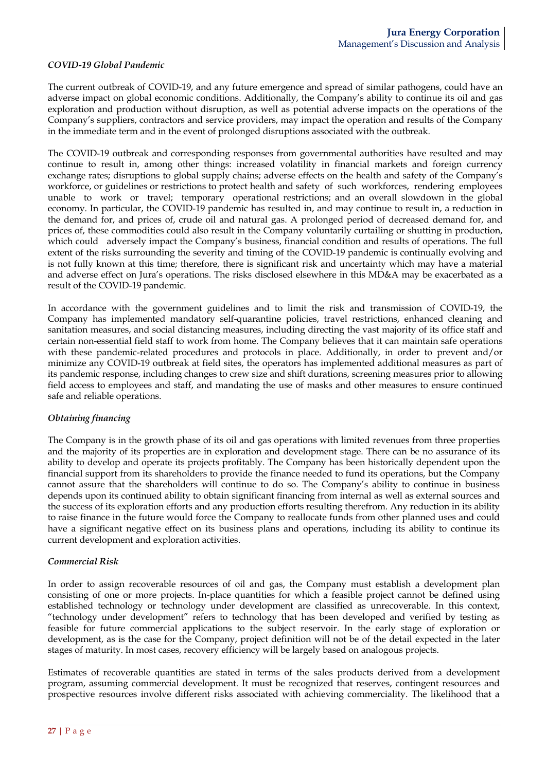*COVID-19 Global Pandemic*

The current outbreak of COVID-19, and any future emergence and spread of similar pathogens, could have an adverse impact on global economic conditions. Additionally, the Company's ability to continue its oil and gas exploration and production without disruption, as well as potential adverse impacts on the operations of the Company's suppliers, contractors and service providers, may impact the operation and results of the Company in the immediate term and in the event of prolonged disruptions associated with the outbreak.

The COVID-19 outbreak and corresponding responses from governmental authorities have resulted and may continue to result in, among other things: increased volatility in financial markets and foreign currency exchange rates; disruptions to global supply chains; adverse effects on the health and safety of the Company's workforce, or guidelines or restrictions to protect health and safety of such workforces, rendering employees unable to work or travel; temporary operational restrictions; and an overall slowdown in the global economy. In particular, the COVID-19 pandemic has resulted in, and may continue to result in, a reduction in the demand for, and prices of, crude oil and natural gas. A prolonged period of decreased demand for, and prices of, these commodities could also result in the Company voluntarily curtailing or shutting in production, which could adversely impact the Company's business, financial condition and results of operations. The full extent of the risks surrounding the severity and timing of the COVID-19 pandemic is continually evolving and is not fully known at this time; therefore, there is significant risk and uncertainty which may have a material and adverse effect on Jura's operations. The risks disclosed elsewhere in this MD&A may be exacerbated as a result of the COVID-19 pandemic.

In accordance with the government guidelines and to limit the risk and transmission of COVID-19, the Company has implemented mandatory self-quarantine policies, travel restrictions, enhanced cleaning and sanitation measures, and social distancing measures, including directing the vast majority of its office staff and certain non-essential field staff to work from home. The Company believes that it can maintain safe operations with these pandemic-related procedures and protocols in place. Additionally, in order to prevent and/or minimize any COVID-19 outbreak at field sites, the operators has implemented additional measures as part of its pandemic response, including changes to crew size and shift durations, screening measures prior to allowing field access to employees and staff, and mandating the use of masks and other measures to ensure continued safe and reliable operations.

*Obtaining financing*

The Company is in the growth phase of its oil and gas operations with limited revenues from three properties and the majority of its properties are in exploration and development stage. There can be no assurance of its ability to develop and operate its projects profitably. The Company has been historically dependent upon the financial support from its shareholders to provide the finance needed to fund its operations, but the Company cannot assure that the shareholders will continue to do so. The Company's ability to continue in business depends upon its continued ability to obtain significant financing from internal as well as external sources and the success of its exploration efforts and any production efforts resulting therefrom. Any reduction in its ability to raise finance in the future would force the Company to reallocate funds from other planned uses and could have a significant negative effect on its business plans and operations, including its ability to continue its current development and exploration activities.

*Commercial Risk*

In order to assign recoverable resources of oil and gas, the Company must establish a development plan consisting of one or more projects. In-place quantities for which a feasible project cannot be defined using established technology or technology under development are classified as unrecoverable. In this context, "technology under development" refers to technology that has been developed and verified by testing as feasible for future commercial applications to the subject reservoir. In the early stage of exploration or development, as is the case for the Company, project definition will not be of the detail expected in the later stages of maturity. In most cases, recovery efficiency will be largely based on analogous projects.

Estimates of recoverable quantities are stated in terms of the sales products derived from a development program, assuming commercial development. It must be recognized that reserves, contingent resources and prospective resources involve different risks associated with achieving commerciality. The likelihood that a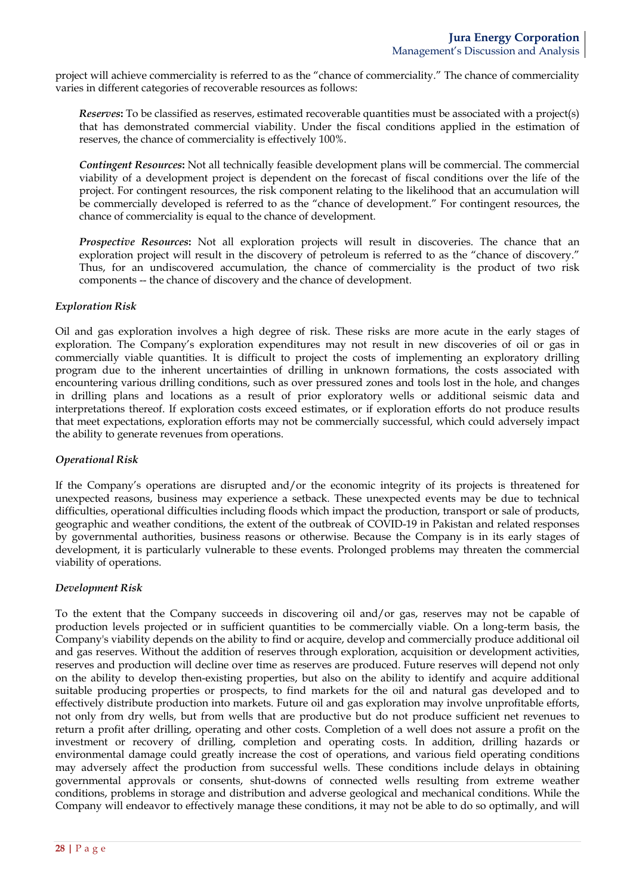project will achieve commerciality is referred to as the "chance of commerciality." The chance of commerciality varies in different categories of recoverable resources as follows:

***Reserves*****:** To be classified as reserves, estimated recoverable quantities must be associated with a project(s) that has demonstrated commercial viability. Under the fiscal conditions applied in the estimation of reserves, the chance of commerciality is effectively 100%.

***Contingent Resources*****:** Not all technically feasible development plans will be commercial. The commercial viability of a development project is dependent on the forecast of fiscal conditions over the life of the project. For contingent resources, the risk component relating to the likelihood that an accumulation will be commercially developed is referred to as the "chance of development." For contingent resources, the chance of commerciality is equal to the chance of development.

***Prospective Resources*****:** Not all exploration projects will result in discoveries. The chance that an exploration project will result in the discovery of petroleum is referred to as the "chance of discovery." Thus, for an undiscovered accumulation, the chance of commerciality is the product of two risk components -- the chance of discovery and the chance of development.

***Exploration Risk***

Oil and gas exploration involves a high degree of risk. These risks are more acute in the early stages of exploration. The Company's exploration expenditures may not result in new discoveries of oil or gas in commercially viable quantities. It is difficult to project the costs of implementing an exploratory drilling program due to the inherent uncertainties of drilling in unknown formations, the costs associated with encountering various drilling conditions, such as over pressured zones and tools lost in the hole, and changes in drilling plans and locations as a result of prior exploratory wells or additional seismic data and interpretations thereof. If exploration costs exceed estimates, or if exploration efforts do not produce results that meet expectations, exploration efforts may not be commercially successful, which could adversely impact the ability to generate revenues from operations.

***Operational Risk***

If the Company's operations are disrupted and/or the economic integrity of its projects is threatened for unexpected reasons, business may experience a setback. These unexpected events may be due to technical difficulties, operational difficulties including floods which impact the production, transport or sale of products, geographic and weather conditions, the extent of the outbreak of COVID-19 in Pakistan and related responses by governmental authorities, business reasons or otherwise. Because the Company is in its early stages of development, it is particularly vulnerable to these events. Prolonged problems may threaten the commercial viability of operations.

***Development Risk***

To the extent that the Company succeeds in discovering oil and/or gas, reserves may not be capable of production levels projected or in sufficient quantities to be commercially viable. On a long-term basis, the Company's viability depends on the ability to find or acquire, develop and commercially produce additional oil and gas reserves. Without the addition of reserves through exploration, acquisition or development activities, reserves and production will decline over time as reserves are produced. Future reserves will depend not only on the ability to develop then-existing properties, but also on the ability to identify and acquire additional suitable producing properties or prospects, to find markets for the oil and natural gas developed and to effectively distribute production into markets. Future oil and gas exploration may involve unprofitable efforts, not only from dry wells, but from wells that are productive but do not produce sufficient net revenues to return a profit after drilling, operating and other costs. Completion of a well does not assure a profit on the investment or recovery of drilling, completion and operating costs. In addition, drilling hazards or environmental damage could greatly increase the cost of operations, and various field operating conditions may adversely affect the production from successful wells. These conditions include delays in obtaining governmental approvals or consents, shut-downs of connected wells resulting from extreme weather conditions, problems in storage and distribution and adverse geological and mechanical conditions. While the Company will endeavor to effectively manage these conditions, it may not be able to do so optimally, and will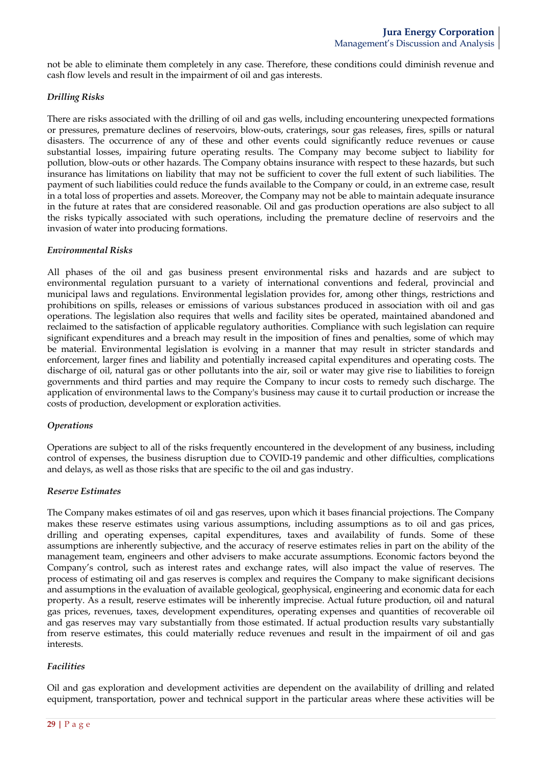not be able to eliminate them completely in any case. Therefore, these conditions could diminish revenue and cash flow levels and result in the impairment of oil and gas interests.

*Drilling Risks*

There are risks associated with the drilling of oil and gas wells, including encountering unexpected formations or pressures, premature declines of reservoirs, blow-outs, craterings, sour gas releases, fires, spills or natural disasters. The occurrence of any of these and other events could significantly reduce revenues or cause substantial losses, impairing future operating results. The Company may become subject to liability for pollution, blow-outs or other hazards. The Company obtains insurance with respect to these hazards, but such insurance has limitations on liability that may not be sufficient to cover the full extent of such liabilities. The payment of such liabilities could reduce the funds available to the Company or could, in an extreme case, result in a total loss of properties and assets. Moreover, the Company may not be able to maintain adequate insurance in the future at rates that are considered reasonable. Oil and gas production operations are also subject to all the risks typically associated with such operations, including the premature decline of reservoirs and the invasion of water into producing formations.

*Environmental Risks*

All phases of the oil and gas business present environmental risks and hazards and are subject to environmental regulation pursuant to a variety of international conventions and federal, provincial and municipal laws and regulations. Environmental legislation provides for, among other things, restrictions and prohibitions on spills, releases or emissions of various substances produced in association with oil and gas operations. The legislation also requires that wells and facility sites be operated, maintained abandoned and reclaimed to the satisfaction of applicable regulatory authorities. Compliance with such legislation can require significant expenditures and a breach may result in the imposition of fines and penalties, some of which may be material. Environmental legislation is evolving in a manner that may result in stricter standards and enforcement, larger fines and liability and potentially increased capital expenditures and operating costs. The discharge of oil, natural gas or other pollutants into the air, soil or water may give rise to liabilities to foreign governments and third parties and may require the Company to incur costs to remedy such discharge. The application of environmental laws to the Company's business may cause it to curtail production or increase the costs of production, development or exploration activities.

*Operations*

Operations are subject to all of the risks frequently encountered in the development of any business, including control of expenses, the business disruption due to COVID-19 pandemic and other difficulties, complications and delays, as well as those risks that are specific to the oil and gas industry.

*Reserve Estimates*

The Company makes estimates of oil and gas reserves, upon which it bases financial projections. The Company makes these reserve estimates using various assumptions, including assumptions as to oil and gas prices, drilling and operating expenses, capital expenditures, taxes and availability of funds. Some of these assumptions are inherently subjective, and the accuracy of reserve estimates relies in part on the ability of the management team, engineers and other advisers to make accurate assumptions. Economic factors beyond the Company's control, such as interest rates and exchange rates, will also impact the value of reserves. The process of estimating oil and gas reserves is complex and requires the Company to make significant decisions and assumptions in the evaluation of available geological, geophysical, engineering and economic data for each property. As a result, reserve estimates will be inherently imprecise. Actual future production, oil and natural gas prices, revenues, taxes, development expenditures, operating expenses and quantities of recoverable oil and gas reserves may vary substantially from those estimated. If actual production results vary substantially from reserve estimates, this could materially reduce revenues and result in the impairment of oil and gas interests.

*Facilities*

Oil and gas exploration and development activities are dependent on the availability of drilling and related equipment, transportation, power and technical support in the particular areas where these activities will be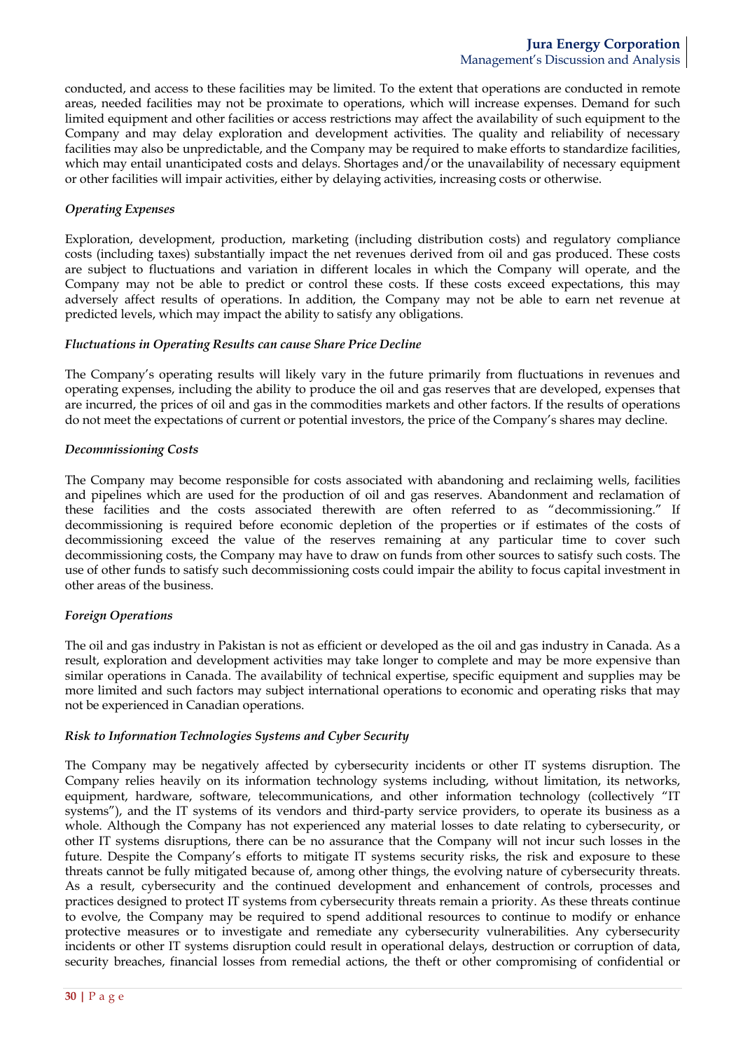conducted, and access to these facilities may be limited. To the extent that operations are conducted in remote areas, needed facilities may not be proximate to operations, which will increase expenses. Demand for such limited equipment and other facilities or access restrictions may affect the availability of such equipment to the Company and may delay exploration and development activities. The quality and reliability of necessary facilities may also be unpredictable, and the Company may be required to make efforts to standardize facilities, which may entail unanticipated costs and delays. Shortages and/or the unavailability of necessary equipment or other facilities will impair activities, either by delaying activities, increasing costs or otherwise.

*Operating Expenses*

Exploration, development, production, marketing (including distribution costs) and regulatory compliance costs (including taxes) substantially impact the net revenues derived from oil and gas produced. These costs are subject to fluctuations and variation in different locales in which the Company will operate, and the Company may not be able to predict or control these costs. If these costs exceed expectations, this may adversely affect results of operations. In addition, the Company may not be able to earn net revenue at predicted levels, which may impact the ability to satisfy any obligations.

*Fluctuations in Operating Results can cause Share Price Decline*

The Company's operating results will likely vary in the future primarily from fluctuations in revenues and operating expenses, including the ability to produce the oil and gas reserves that are developed, expenses that are incurred, the prices of oil and gas in the commodities markets and other factors. If the results of operations do not meet the expectations of current or potential investors, the price of the Company's shares may decline.

*Decommissioning Costs*

The Company may become responsible for costs associated with abandoning and reclaiming wells, facilities and pipelines which are used for the production of oil and gas reserves. Abandonment and reclamation of these facilities and the costs associated therewith are often referred to as "decommissioning." If decommissioning is required before economic depletion of the properties or if estimates of the costs of decommissioning exceed the value of the reserves remaining at any particular time to cover such decommissioning costs, the Company may have to draw on funds from other sources to satisfy such costs. The use of other funds to satisfy such decommissioning costs could impair the ability to focus capital investment in other areas of the business.

*Foreign Operations*

The oil and gas industry in Pakistan is not as efficient or developed as the oil and gas industry in Canada. As a result, exploration and development activities may take longer to complete and may be more expensive than similar operations in Canada. The availability of technical expertise, specific equipment and supplies may be more limited and such factors may subject international operations to economic and operating risks that may not be experienced in Canadian operations.

*Risk to Information Technologies Systems and Cyber Security*

The Company may be negatively affected by cybersecurity incidents or other IT systems disruption. The Company relies heavily on its information technology systems including, without limitation, its networks, equipment, hardware, software, telecommunications, and other information technology (collectively "IT systems"), and the IT systems of its vendors and third-party service providers, to operate its business as a whole. Although the Company has not experienced any material losses to date relating to cybersecurity, or other IT systems disruptions, there can be no assurance that the Company will not incur such losses in the future. Despite the Company's efforts to mitigate IT systems security risks, the risk and exposure to these threats cannot be fully mitigated because of, among other things, the evolving nature of cybersecurity threats. As a result, cybersecurity and the continued development and enhancement of controls, processes and practices designed to protect IT systems from cybersecurity threats remain a priority. As these threats continue to evolve, the Company may be required to spend additional resources to continue to modify or enhance protective measures or to investigate and remediate any cybersecurity vulnerabilities. Any cybersecurity incidents or other IT systems disruption could result in operational delays, destruction or corruption of data, security breaches, financial losses from remedial actions, the theft or other compromising of confidential or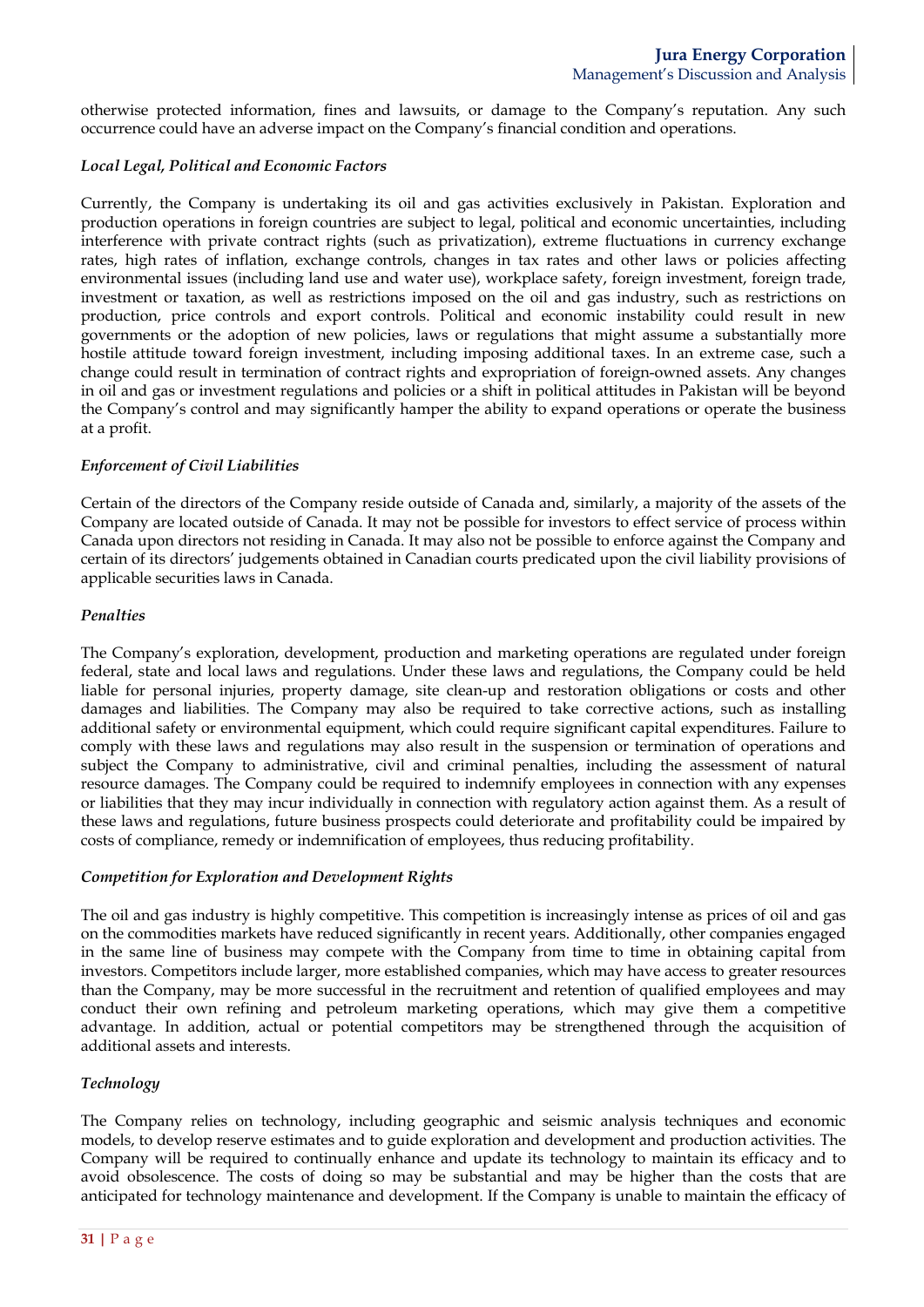otherwise protected information, fines and lawsuits, or damage to the Company's reputation. Any such occurrence could have an adverse impact on the Company's financial condition and operations.

***Local Legal, Political and Economic Factors***

Currently, the Company is undertaking its oil and gas activities exclusively in Pakistan. Exploration and production operations in foreign countries are subject to legal, political and economic uncertainties, including interference with private contract rights (such as privatization), extreme fluctuations in currency exchange rates, high rates of inflation, exchange controls, changes in tax rates and other laws or policies affecting environmental issues (including land use and water use), workplace safety, foreign investment, foreign trade, investment or taxation, as well as restrictions imposed on the oil and gas industry, such as restrictions on production, price controls and export controls. Political and economic instability could result in new governments or the adoption of new policies, laws or regulations that might assume a substantially more hostile attitude toward foreign investment, including imposing additional taxes. In an extreme case, such a change could result in termination of contract rights and expropriation of foreign-owned assets. Any changes in oil and gas or investment regulations and policies or a shift in political attitudes in Pakistan will be beyond the Company's control and may significantly hamper the ability to expand operations or operate the business at a profit.

***Enforcement of Civil Liabilities***

Certain of the directors of the Company reside outside of Canada and, similarly, a majority of the assets of the Company are located outside of Canada. It may not be possible for investors to effect service of process within Canada upon directors not residing in Canada. It may also not be possible to enforce against the Company and certain of its directors' judgements obtained in Canadian courts predicated upon the civil liability provisions of applicable securities laws in Canada.

***Penalties***

The Company's exploration, development, production and marketing operations are regulated under foreign federal, state and local laws and regulations. Under these laws and regulations, the Company could be held liable for personal injuries, property damage, site clean-up and restoration obligations or costs and other damages and liabilities. The Company may also be required to take corrective actions, such as installing additional safety or environmental equipment, which could require significant capital expenditures. Failure to comply with these laws and regulations may also result in the suspension or termination of operations and subject the Company to administrative, civil and criminal penalties, including the assessment of natural resource damages. The Company could be required to indemnify employees in connection with any expenses or liabilities that they may incur individually in connection with regulatory action against them. As a result of these laws and regulations, future business prospects could deteriorate and profitability could be impaired by costs of compliance, remedy or indemnification of employees, thus reducing profitability.

***Competition for Exploration and Development Rights***

The oil and gas industry is highly competitive. This competition is increasingly intense as prices of oil and gas on the commodities markets have reduced significantly in recent years. Additionally, other companies engaged in the same line of business may compete with the Company from time to time in obtaining capital from investors. Competitors include larger, more established companies, which may have access to greater resources than the Company, may be more successful in the recruitment and retention of qualified employees and may conduct their own refining and petroleum marketing operations, which may give them a competitive advantage. In addition, actual or potential competitors may be strengthened through the acquisition of additional assets and interests.

***Technology***

The Company relies on technology, including geographic and seismic analysis techniques and economic models, to develop reserve estimates and to guide exploration and development and production activities. The Company will be required to continually enhance and update its technology to maintain its efficacy and to avoid obsolescence. The costs of doing so may be substantial and may be higher than the costs that are anticipated for technology maintenance and development. If the Company is unable to maintain the efficacy of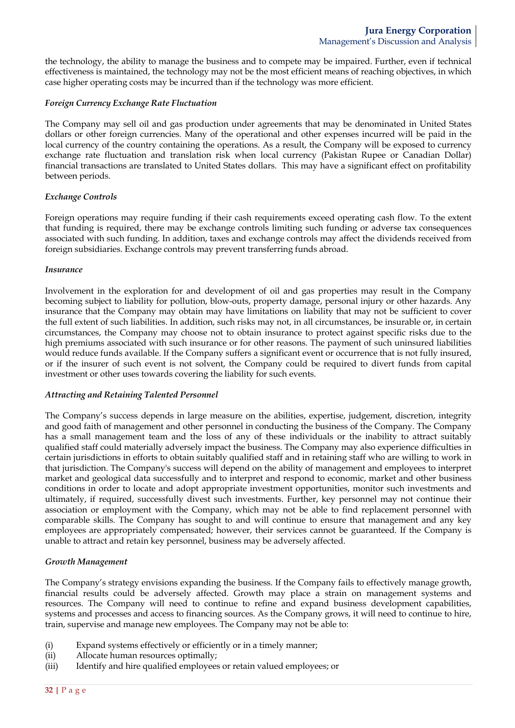the technology, the ability to manage the business and to compete may be impaired. Further, even if technical effectiveness is maintained, the technology may not be the most efficient means of reaching objectives, in which case higher operating costs may be incurred than if the technology was more efficient.

*Foreign Currency Exchange Rate Fluctuation*

The Company may sell oil and gas production under agreements that may be denominated in United States dollars or other foreign currencies. Many of the operational and other expenses incurred will be paid in the local currency of the country containing the operations. As a result, the Company will be exposed to currency exchange rate fluctuation and translation risk when local currency (Pakistan Rupee or Canadian Dollar) financial transactions are translated to United States dollars. This may have a significant effect on profitability between periods.

*Exchange Controls*

Foreign operations may require funding if their cash requirements exceed operating cash flow. To the extent that funding is required, there may be exchange controls limiting such funding or adverse tax consequences associated with such funding. In addition, taxes and exchange controls may affect the dividends received from foreign subsidiaries. Exchange controls may prevent transferring funds abroad.

*Insurance*

Involvement in the exploration for and development of oil and gas properties may result in the Company becoming subject to liability for pollution, blow-outs, property damage, personal injury or other hazards. Any insurance that the Company may obtain may have limitations on liability that may not be sufficient to cover the full extent of such liabilities. In addition, such risks may not, in all circumstances, be insurable or, in certain circumstances, the Company may choose not to obtain insurance to protect against specific risks due to the high premiums associated with such insurance or for other reasons. The payment of such uninsured liabilities would reduce funds available. If the Company suffers a significant event or occurrence that is not fully insured, or if the insurer of such event is not solvent, the Company could be required to divert funds from capital investment or other uses towards covering the liability for such events.

*Attracting and Retaining Talented Personnel*

The Company's success depends in large measure on the abilities, expertise, judgement, discretion, integrity and good faith of management and other personnel in conducting the business of the Company. The Company has a small management team and the loss of any of these individuals or the inability to attract suitably qualified staff could materially adversely impact the business. The Company may also experience difficulties in certain jurisdictions in efforts to obtain suitably qualified staff and in retaining staff who are willing to work in that jurisdiction. The Company's success will depend on the ability of management and employees to interpret market and geological data successfully and to interpret and respond to economic, market and other business conditions in order to locate and adopt appropriate investment opportunities, monitor such investments and ultimately, if required, successfully divest such investments. Further, key personnel may not continue their association or employment with the Company, which may not be able to find replacement personnel with comparable skills. The Company has sought to and will continue to ensure that management and any key employees are appropriately compensated; however, their services cannot be guaranteed. If the Company is unable to attract and retain key personnel, business may be adversely affected.

*Growth Management*

The Company's strategy envisions expanding the business. If the Company fails to effectively manage growth, financial results could be adversely affected. Growth may place a strain on management systems and resources. The Company will need to continue to refine and expand business development capabilities, systems and processes and access to financing sources. As the Company grows, it will need to continue to hire, train, supervise and manage new employees. The Company may not be able to:

(i) Expand systems effectively or efficiently or in a timely manner;
(ii) Allocate human resources optimally;
(iii) Identify and hire qualified employees or retain valued employees; or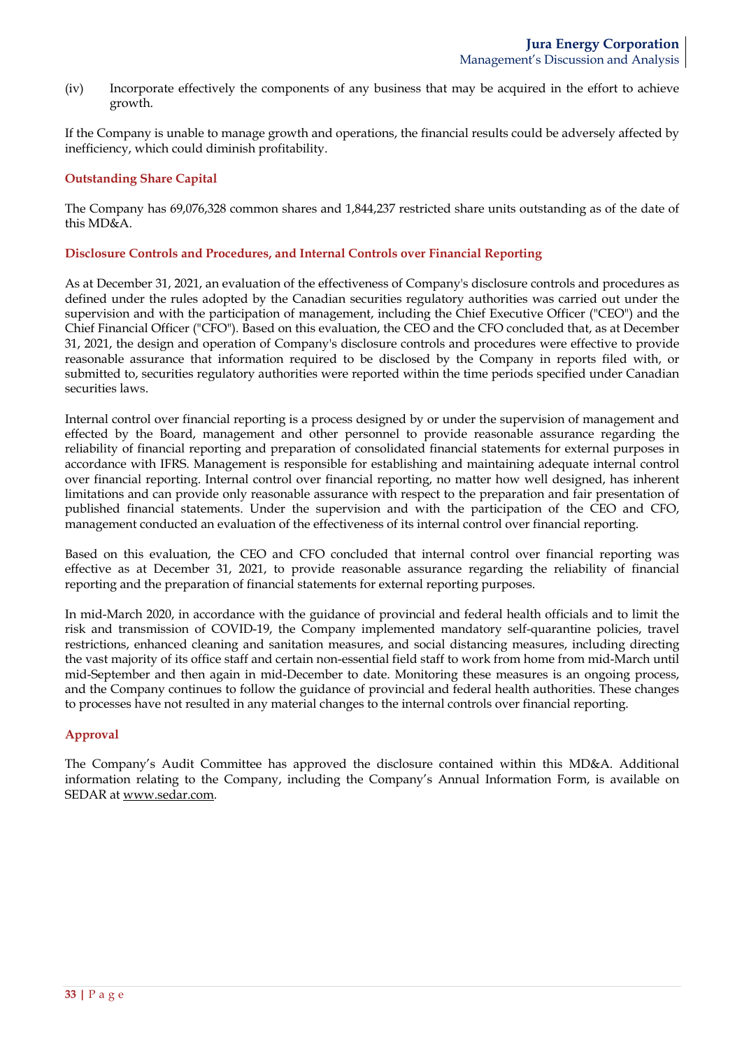(iv) Incorporate effectively the components of any business that may be acquired in the effort to achieve growth.

If the Company is unable to manage growth and operations, the financial results could be adversely affected by inefficiency, which could diminish profitability.

## Outstanding Share Capital

The Company has 69,076,328 common shares and 1,844,237 restricted share units outstanding as of the date of this MD&A.

## Disclosure Controls and Procedures, and Internal Controls over Financial Reporting

As at December 31, 2021, an evaluation of the effectiveness of Company's disclosure controls and procedures as defined under the rules adopted by the Canadian securities regulatory authorities was carried out under the supervision and with the participation of management, including the Chief Executive Officer ("CEO") and the Chief Financial Officer ("CFO"). Based on this evaluation, the CEO and the CFO concluded that, as at December 31, 2021, the design and operation of Company's disclosure controls and procedures were effective to provide reasonable assurance that information required to be disclosed by the Company in reports filed with, or submitted to, securities regulatory authorities were reported within the time periods specified under Canadian securities laws.

Internal control over financial reporting is a process designed by or under the supervision of management and effected by the Board, management and other personnel to provide reasonable assurance regarding the reliability of financial reporting and preparation of consolidated financial statements for external purposes in accordance with IFRS. Management is responsible for establishing and maintaining adequate internal control over financial reporting. Internal control over financial reporting, no matter how well designed, has inherent limitations and can provide only reasonable assurance with respect to the preparation and fair presentation of published financial statements. Under the supervision and with the participation of the CEO and CFO, management conducted an evaluation of the effectiveness of its internal control over financial reporting.

Based on this evaluation, the CEO and CFO concluded that internal control over financial reporting was effective as at December 31, 2021, to provide reasonable assurance regarding the reliability of financial reporting and the preparation of financial statements for external reporting purposes.

In mid-March 2020, in accordance with the guidance of provincial and federal health officials and to limit the risk and transmission of COVID-19, the Company implemented mandatory self-quarantine policies, travel restrictions, enhanced cleaning and sanitation measures, and social distancing measures, including directing the vast majority of its office staff and certain non-essential field staff to work from home from mid-March until mid-September and then again in mid-December to date. Monitoring these measures is an ongoing process, and the Company continues to follow the guidance of provincial and federal health authorities. These changes to processes have not resulted in any material changes to the internal controls over financial reporting.

## Approval

The Company's Audit Committee has approved the disclosure contained within this MD&A. Additional information relating to the Company, including the Company's Annual Information Form, is available on SEDAR at www.sedar.com.